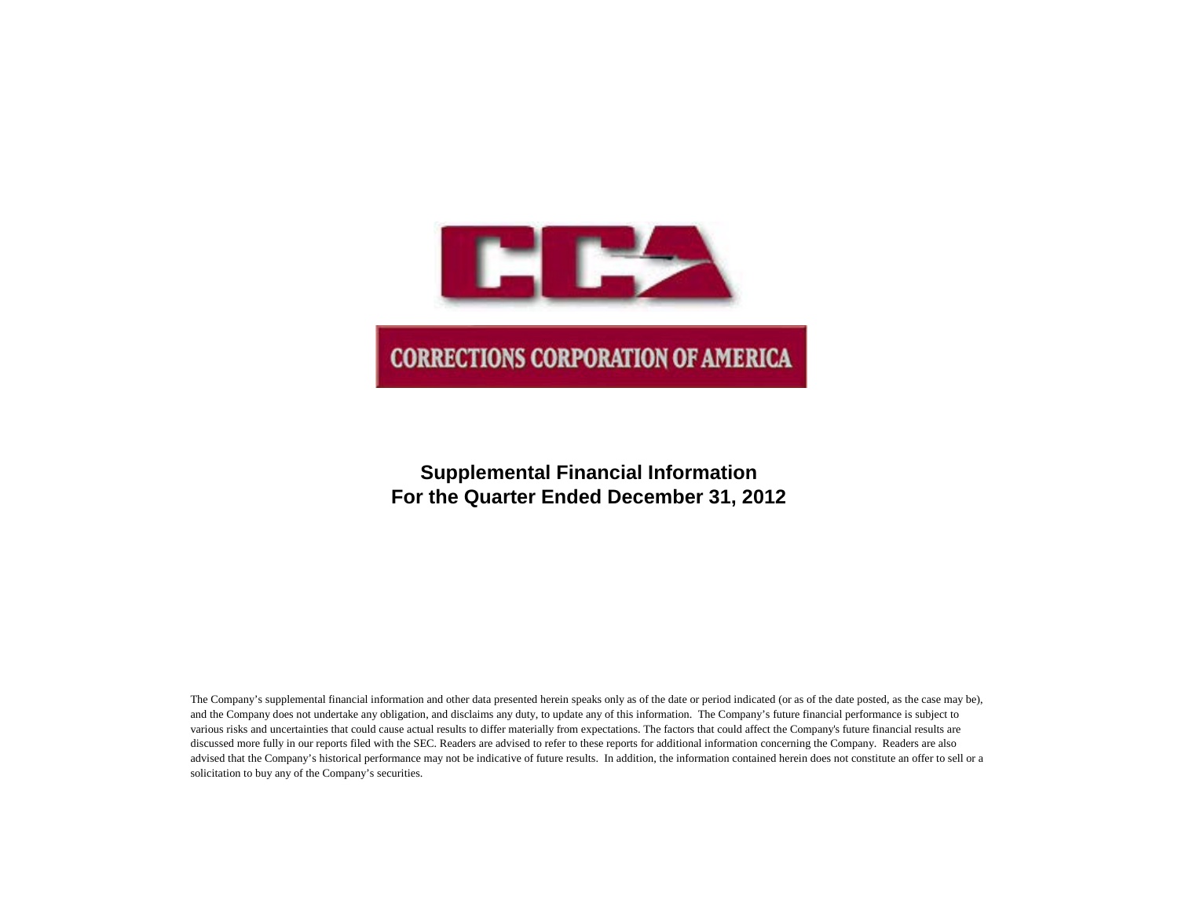CCA

CORRECTIONS CORPORATION OF AMERICA

**Supplemental Financial Information**
**For the Quarter Ended December 31, 2012**

The Company's supplemental financial information and other data presented herein speaks only as of the date or period indicated (or as of the date posted, as the case may be), and the Company does not undertake any obligation, and disclaims any duty, to update any of this information. The Company's future financial performance is subject to various risks and uncertainties that could cause actual results to differ materially from expectations. The factors that could affect the Company's future financial results are discussed more fully in our reports filed with the SEC. Readers are advised to refer to these reports for additional information concerning the Company. Readers are also advised that the Company's historical performance may not be indicative of future results. In addition, the information contained herein does not constitute an offer to sell or a solicitation to buy any of the Company's securities.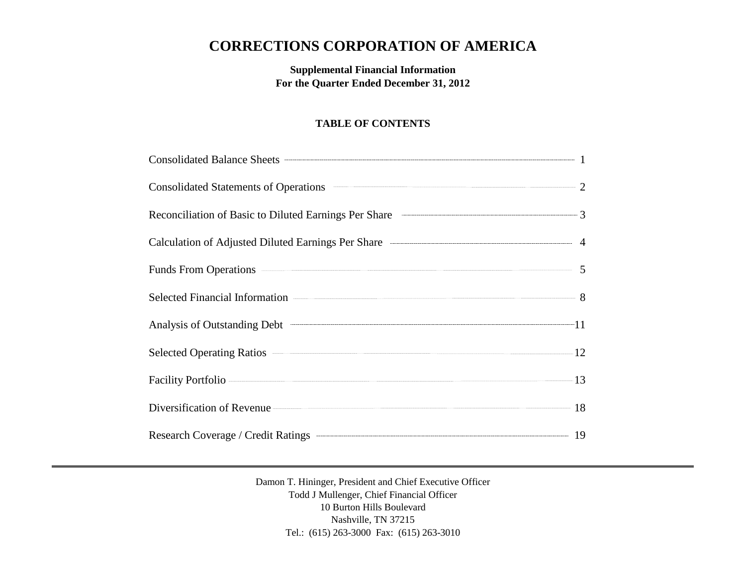# CORRECTIONS CORPORATION OF AMERICA

**Supplemental Financial Information**
**For the Quarter Ended December 31, 2012**

## TABLE OF CONTENTS

| | |
|---|---|
| Consolidated Balance Sheets | 1 |
| Consolidated Statements of Operations | 2 |
| Reconciliation of Basic to Diluted Earnings Per Share | 3 |
| Calculation of Adjusted Diluted Earnings Per Share | 4 |
| Funds From Operations | 5 |
| Selected Financial Information | 8 |
| Analysis of Outstanding Debt | 11 |
| Selected Operating Ratios | 12 |
| Facility Portfolio | 13 |
| Diversification of Revenue | 18 |
| Research Coverage / Credit Ratings | 19 |

---

Damon T. Hininger, President and Chief Executive Officer
Todd J Mullenger, Chief Financial Officer
10 Burton Hills Boulevard
Nashville, TN 37215
Tel.: (615) 263-3000 Fax: (615) 263-3010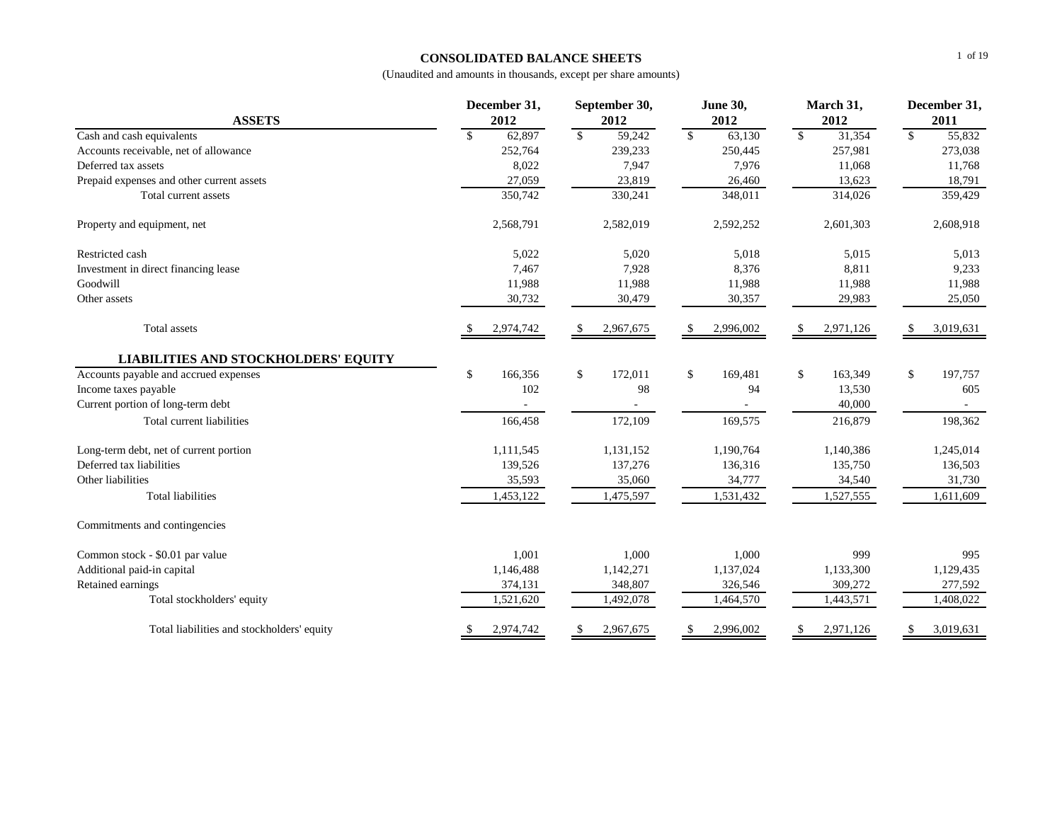# CONSOLIDATED BALANCE SHEETS

(Unaudited and amounts in thousands, except per share amounts)

| ASSETS | December 31, 2012 | September 30, 2012 | June 30, 2012 | March 31, 2012 | December 31, 2011 |
|---|---|---|---|---|---|
| Cash and cash equivalents | $ 62,897 | $ 59,242 | $ 63,130 | $ 31,354 | $ 55,832 |
| Accounts receivable, net of allowance | 252,764 | 239,233 | 250,445 | 257,981 | 273,038 |
| Deferred tax assets | 8,022 | 7,947 | 7,976 | 11,068 | 11,768 |
| Prepaid expenses and other current assets | 27,059 | 23,819 | 26,460 | 13,623 | 18,791 |
| Total current assets | 350,742 | 330,241 | 348,011 | 314,026 | 359,429 |
| Property and equipment, net | 2,568,791 | 2,582,019 | 2,592,252 | 2,601,303 | 2,608,918 |
| Restricted cash | 5,022 | 5,020 | 5,018 | 5,015 | 5,013 |
| Investment in direct financing lease | 7,467 | 7,928 | 8,376 | 8,811 | 9,233 |
| Goodwill | 11,988 | 11,988 | 11,988 | 11,988 | 11,988 |
| Other assets | 30,732 | 30,479 | 30,357 | 29,983 | 25,050 |
| Total assets | $ 2,974,742 | $ 2,967,675 | $ 2,996,002 | $ 2,971,126 | $ 3,019,631 |
| **LIABILITIES AND STOCKHOLDERS' EQUITY** | | | | | |
| Accounts payable and accrued expenses | $ 166,356 | $ 172,011 | $ 169,481 | $ 163,349 | $ 197,757 |
| Income taxes payable | 102 | 98 | 94 | 13,530 | 605 |
| Current portion of long-term debt | - | - | - | 40,000 | - |
| Total current liabilities | 166,458 | 172,109 | 169,575 | 216,879 | 198,362 |
| Long-term debt, net of current portion | 1,111,545 | 1,131,152 | 1,190,764 | 1,140,386 | 1,245,014 |
| Deferred tax liabilities | 139,526 | 137,276 | 136,316 | 135,750 | 136,503 |
| Other liabilities | 35,593 | 35,060 | 34,777 | 34,540 | 31,730 |
| Total liabilities | 1,453,122 | 1,475,597 | 1,531,432 | 1,527,555 | 1,611,609 |
| Commitments and contingencies | | | | | |
| Common stock - $0.01 par value | 1,001 | 1,000 | 1,000 | 999 | 995 |
| Additional paid-in capital | 1,146,488 | 1,142,271 | 1,137,024 | 1,133,300 | 1,129,435 |
| Retained earnings | 374,131 | 348,807 | 326,546 | 309,272 | 277,592 |
| Total stockholders' equity | 1,521,620 | 1,492,078 | 1,464,570 | 1,443,571 | 1,408,022 |
| Total liabilities and stockholders' equity | $ 2,974,742 | $ 2,967,675 | $ 2,996,002 | $ 2,971,126 | $ 3,019,631 |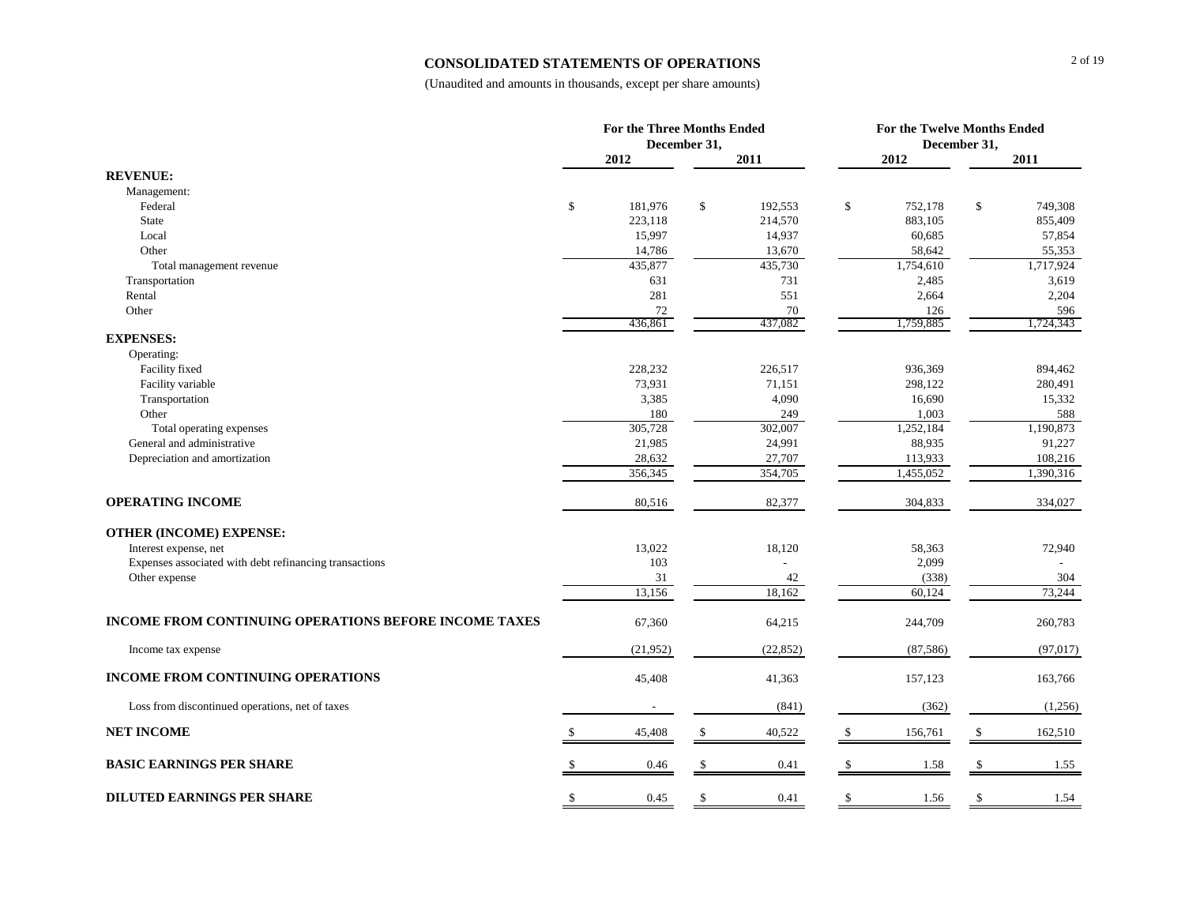# CONSOLIDATED STATEMENTS OF OPERATIONS

(Unaudited and amounts in thousands, except per share amounts)

| | For the Three Months Ended December 31, | | For the Twelve Months Ended December 31, | |
|---|---|---|---|---|
| | 2012 | 2011 | 2012 | 2011 |
| **REVENUE:** | | | | |
| Management: | | | | |
| Federal | $ 181,976 | $ 192,553 | $ 752,178 | $ 749,308 |
| State | 223,118 | 214,570 | 883,105 | 855,409 |
| Local | 15,997 | 14,937 | 60,685 | 57,854 |
| Other | 14,786 | 13,670 | 58,642 | 55,353 |
| Total management revenue | 435,877 | 435,730 | 1,754,610 | 1,717,924 |
| Transportation | 631 | 731 | 2,485 | 3,619 |
| Rental | 281 | 551 | 2,664 | 2,204 |
| Other | 72 | 70 | 126 | 596 |
| | 436,861 | 437,082 | 1,759,885 | 1,724,343 |
| **EXPENSES:** | | | | |
| Operating: | | | | |
| Facility fixed | 228,232 | 226,517 | 936,369 | 894,462 |
| Facility variable | 73,931 | 71,151 | 298,122 | 280,491 |
| Transportation | 3,385 | 4,090 | 16,690 | 15,332 |
| Other | 180 | 249 | 1,003 | 588 |
| Total operating expenses | 305,728 | 302,007 | 1,252,184 | 1,190,873 |
| General and administrative | 21,985 | 24,991 | 88,935 | 91,227 |
| Depreciation and amortization | 28,632 | 27,707 | 113,933 | 108,216 |
| | 356,345 | 354,705 | 1,455,052 | 1,390,316 |
| **OPERATING INCOME** | 80,516 | 82,377 | 304,833 | 334,027 |
| **OTHER (INCOME) EXPENSE:** | | | | |
| Interest expense, net | 13,022 | 18,120 | 58,363 | 72,940 |
| Expenses associated with debt refinancing transactions | 103 | - | 2,099 | - |
| Other expense | 31 | 42 | (338) | 304 |
| | 13,156 | 18,162 | 60,124 | 73,244 |
| **INCOME FROM CONTINUING OPERATIONS BEFORE INCOME TAXES** | 67,360 | 64,215 | 244,709 | 260,783 |
| Income tax expense | (21,952) | (22,852) | (87,586) | (97,017) |
| **INCOME FROM CONTINUING OPERATIONS** | 45,408 | 41,363 | 157,123 | 163,766 |
| Loss from discontinued operations, net of taxes | - | (841) | (362) | (1,256) |
| **NET INCOME** | $ 45,408 | $ 40,522 | $ 156,761 | $ 162,510 |
| **BASIC EARNINGS PER SHARE** | $ 0.46 | $ 0.41 | $ 1.58 | $ 1.55 |
| **DILUTED EARNINGS PER SHARE** | $ 0.45 | $ 0.41 | $ 1.56 | $ 1.54 |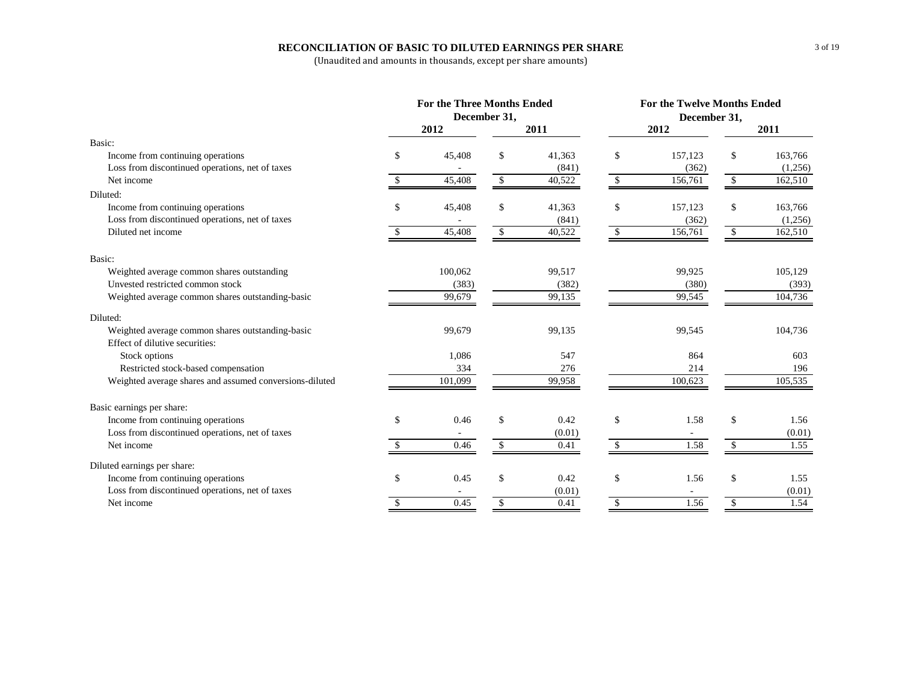# RECONCILIATION OF BASIC TO DILUTED EARNINGS PER SHARE

(Unaudited and amounts in thousands, except per share amounts)

| | For the Three Months Ended December 31, | | For the Twelve Months Ended December 31, | |
|---|---|---|---|---|
| | 2012 | 2011 | 2012 | 2011 |
| **Basic:** | | | | |
| Income from continuing operations | $ 45,408 | $ 41,363 | $ 157,123 | $ 163,766 |
| Loss from discontinued operations, net of taxes | - | (841) | (362) | (1,256) |
| Net income | $ 45,408 | $ 40,522 | $ 156,761 | $ 162,510 |
| **Diluted:** | | | | |
| Income from continuing operations | $ 45,408 | $ 41,363 | $ 157,123 | $ 163,766 |
| Loss from discontinued operations, net of taxes | - | (841) | (362) | (1,256) |
| Diluted net income | $ 45,408 | $ 40,522 | $ 156,761 | $ 162,510 |
| **Basic:** | | | | |
| Weighted average common shares outstanding | 100,062 | 99,517 | 99,925 | 105,129 |
| Unvested restricted common stock | (383) | (382) | (380) | (393) |
| Weighted average common shares outstanding-basic | 99,679 | 99,135 | 99,545 | 104,736 |
| **Diluted:** | | | | |
| Weighted average common shares outstanding-basic | 99,679 | 99,135 | 99,545 | 104,736 |
| Effect of dilutive securities: | | | | |
| Stock options | 1,086 | 547 | 864 | 603 |
| Restricted stock-based compensation | 334 | 276 | 214 | 196 |
| Weighted average shares and assumed conversions-diluted | 101,099 | 99,958 | 100,623 | 105,535 |
| **Basic earnings per share:** | | | | |
| Income from continuing operations | $ 0.46 | $ 0.42 | $ 1.58 | $ 1.56 |
| Loss from discontinued operations, net of taxes | - | (0.01) | - | (0.01) |
| Net income | $ 0.46 | $ 0.41 | $ 1.58 | $ 1.55 |
| **Diluted earnings per share:** | | | | |
| Income from continuing operations | $ 0.45 | $ 0.42 | $ 1.56 | $ 1.55 |
| Loss from discontinued operations, net of taxes | - | (0.01) | - | (0.01) |
| Net income | $ 0.45 | $ 0.41 | $ 1.56 | $ 1.54 |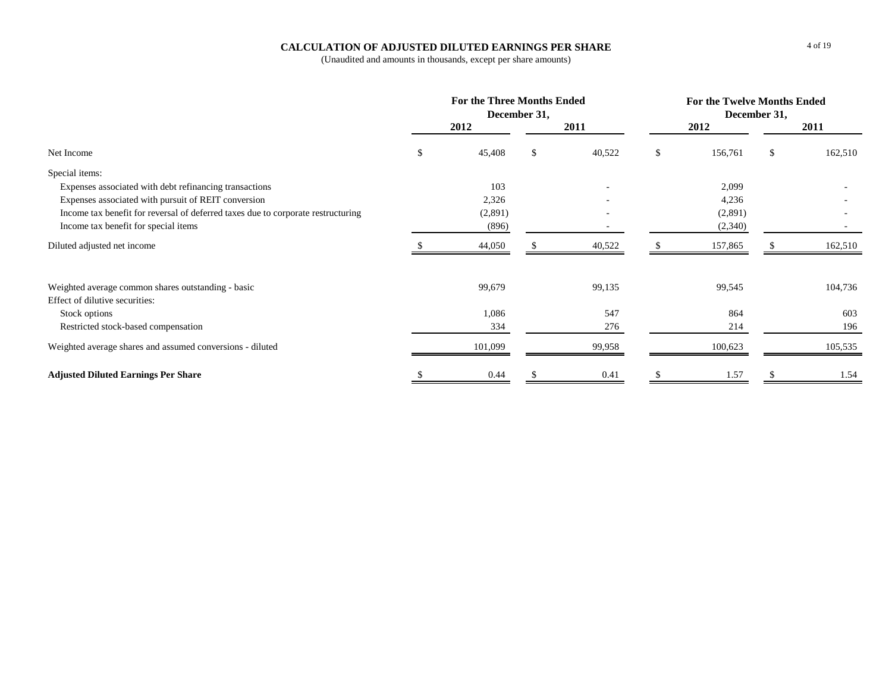# CALCULATION OF ADJUSTED DILUTED EARNINGS PER SHARE

(Unaudited and amounts in thousands, except per share amounts)

| | For the Three Months Ended December 31, | | For the Twelve Months Ended December 31, | |
|---|---|---|---|---|
| | 2012 | 2011 | 2012 | 2011 |
| Net Income | $ 45,408 | $ 40,522 | $ 156,761 | $ 162,510 |
| Special items: | | | | |
| Expenses associated with debt refinancing transactions | 103 | - | 2,099 | - |
| Expenses associated with pursuit of REIT conversion | 2,326 | - | 4,236 | - |
| Income tax benefit for reversal of deferred taxes due to corporate restructuring | (2,891) | - | (2,891) | - |
| Income tax benefit for special items | (896) | - | (2,340) | - |
| Diluted adjusted net income | $ 44,050 | $ 40,522 | $ 157,865 | $ 162,510 |
| | | | | |
| Weighted average common shares outstanding - basic | 99,679 | 99,135 | 99,545 | 104,736 |
| Effect of dilutive securities: | | | | |
| Stock options | 1,086 | 547 | 864 | 603 |
| Restricted stock-based compensation | 334 | 276 | 214 | 196 |
| Weighted average shares and assumed conversions - diluted | 101,099 | 99,958 | 100,623 | 105,535 |
| **Adjusted Diluted Earnings Per Share** | $ 0.44 | $ 0.41 | $ 1.57 | $ 1.54 |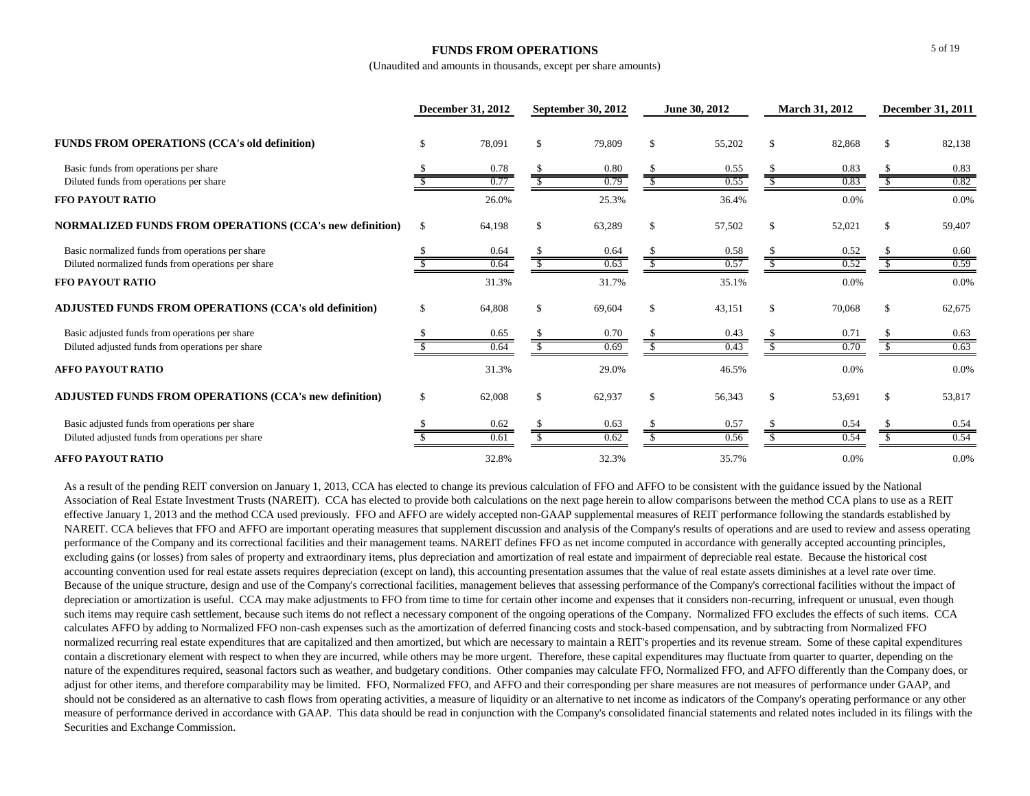## FUNDS FROM OPERATIONS

(Unaudited and amounts in thousands, except per share amounts)

| | December 31, 2012 | September 30, 2012 | June 30, 2012 | March 31, 2012 | December 31, 2011 |
|---|---|---|---|---|---|
| **FUNDS FROM OPERATIONS (CCA's old definition)** | $ 78,091 | $ 79,809 | $ 55,202 | $ 82,868 | $ 82,138 |
| Basic funds from operations per share | $ 0.78 | $ 0.80 | $ 0.55 | $ 0.83 | $ 0.83 |
| Diluted funds from operations per share | $ 0.77 | $ 0.79 | $ 0.55 | $ 0.83 | $ 0.82 |
| **FFO PAYOUT RATIO** | 26.0% | 25.3% | 36.4% | 0.0% | 0.0% |
| **NORMALIZED FUNDS FROM OPERATIONS (CCA's new definition)** | $ 64,198 | $ 63,289 | $ 57,502 | $ 52,021 | $ 59,407 |
| Basic normalized funds from operations per share | $ 0.64 | $ 0.64 | $ 0.58 | $ 0.52 | $ 0.60 |
| Diluted normalized funds from operations per share | $ 0.64 | $ 0.63 | $ 0.57 | $ 0.52 | $ 0.59 |
| **FFO PAYOUT RATIO** | 31.3% | 31.7% | 35.1% | 0.0% | 0.0% |
| **ADJUSTED FUNDS FROM OPERATIONS (CCA's old definition)** | $ 64,808 | $ 69,604 | $ 43,151 | $ 70,068 | $ 62,675 |
| Basic adjusted funds from operations per share | $ 0.65 | $ 0.70 | $ 0.43 | $ 0.71 | $ 0.63 |
| Diluted adjusted funds from operations per share | $ 0.64 | $ 0.69 | $ 0.43 | $ 0.70 | $ 0.63 |
| **AFFO PAYOUT RATIO** | 31.3% | 29.0% | 46.5% | 0.0% | 0.0% |
| **ADJUSTED FUNDS FROM OPERATIONS (CCA's new definition)** | $ 62,008 | $ 62,937 | $ 56,343 | $ 53,691 | $ 53,817 |
| Basic adjusted funds from operations per share | $ 0.62 | $ 0.63 | $ 0.57 | $ 0.54 | $ 0.54 |
| Diluted adjusted funds from operations per share | $ 0.61 | $ 0.62 | $ 0.56 | $ 0.54 | $ 0.54 |
| **AFFO PAYOUT RATIO** | 32.8% | 32.3% | 35.7% | 0.0% | 0.0% |

As a result of the pending REIT conversion on January 1, 2013, CCA has elected to change its previous calculation of FFO and AFFO to be consistent with the guidance issued by the National Association of Real Estate Investment Trusts (NAREIT). CCA has elected to provide both calculations on the next page herein to allow comparisons between the method CCA plans to use as a REIT effective January 1, 2013 and the method CCA used previously. FFO and AFFO are widely accepted non-GAAP supplemental measures of REIT performance following the standards established by NAREIT. CCA believes that FFO and AFFO are important operating measures that supplement discussion and analysis of the Company's results of operations and are used to review and assess operating performance of the Company and its correctional facilities and their management teams. NAREIT defines FFO as net income computed in accordance with generally accepted accounting principles, excluding gains (or losses) from sales of property and extraordinary items, plus depreciation and amortization of real estate and impairment of depreciable real estate. Because the historical cost accounting convention used for real estate assets requires depreciation (except on land), this accounting presentation assumes that the value of real estate assets diminishes at a level rate over time. Because of the unique structure, design and use of the Company's correctional facilities, management believes that assessing performance of the Company's correctional facilities without the impact of depreciation or amortization is useful. CCA may make adjustments to FFO from time to time for certain other income and expenses that it considers non-recurring, infrequent or unusual, even though such items may require cash settlement, because such items do not reflect a necessary component of the ongoing operations of the Company. Normalized FFO excludes the effects of such items. CCA calculates AFFO by adding to Normalized FFO non-cash expenses such as the amortization of deferred financing costs and stock-based compensation, and by subtracting from Normalized FFO normalized recurring real estate expenditures that are capitalized and then amortized, but which are necessary to maintain a REIT's properties and its revenue stream. Some of these capital expenditures contain a discretionary element with respect to when they are incurred, while others may be more urgent. Therefore, these capital expenditures may fluctuate from quarter to quarter, depending on the nature of the expenditures required, seasonal factors such as weather, and budgetary conditions. Other companies may calculate FFO, Normalized FFO, and AFFO differently than the Company does, or adjust for other items, and therefore comparability may be limited. FFO, Normalized FFO, and AFFO and their corresponding per share measures are not measures of performance under GAAP, and should not be considered as an alternative to cash flows from operating activities, a measure of liquidity or an alternative to net income as indicators of the Company's operating performance or any other measure of performance derived in accordance with GAAP. This data should be read in conjunction with the Company's consolidated financial statements and related notes included in its filings with the Securities and Exchange Commission.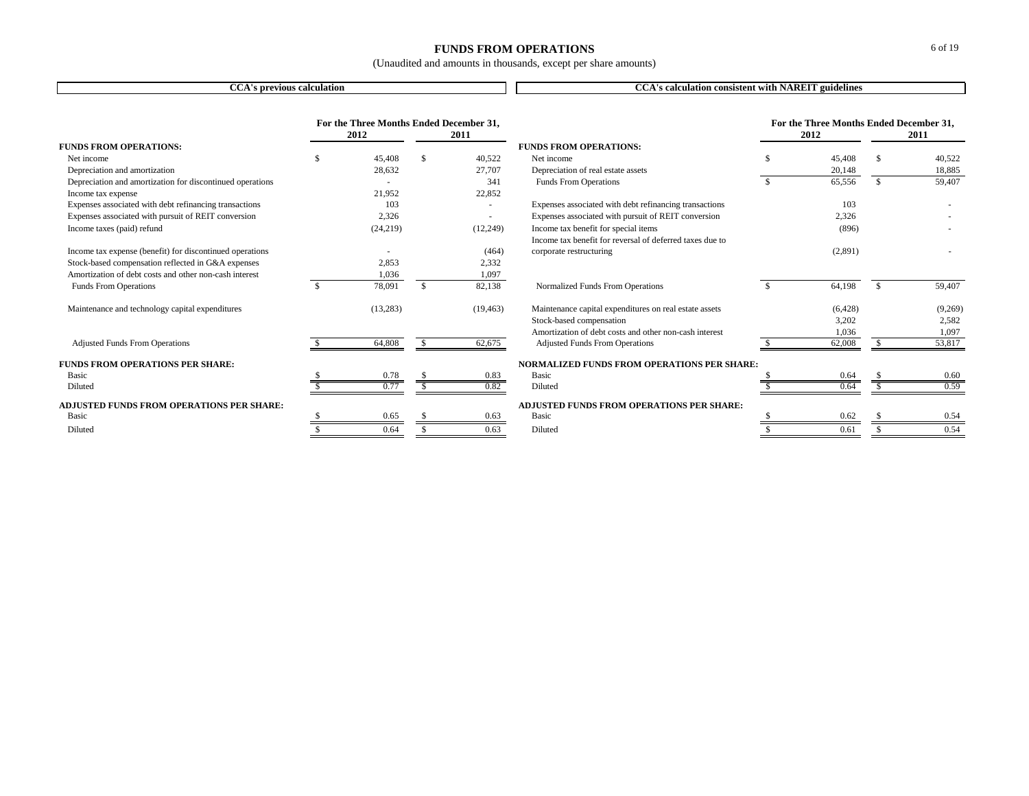# FUNDS FROM OPERATIONS

(Unaudited and amounts in thousands, except per share amounts)

## CCA's previous calculation

| | For the Three Months Ended December 31, 2012 | For the Three Months Ended December 31, 2011 |
|---|---|---|
| **FUNDS FROM OPERATIONS:** | | |
| Net income | $ 45,408 | $ 40,522 |
| Depreciation and amortization | 28,632 | 27,707 |
| Depreciation and amortization for discontinued operations | - | 341 |
| Income tax expense | 21,952 | 22,852 |
| Expenses associated with debt refinancing transactions | 103 | - |
| Expenses associated with pursuit of REIT conversion | 2,326 | - |
| Income taxes (paid) refund | (24,219) | (12,249) |
| Income tax expense (benefit) for discontinued operations | - | (464) |
| Stock-based compensation reflected in G&A expenses | 2,853 | 2,332 |
| Amortization of debt costs and other non-cash interest | 1,036 | 1,097 |
| Funds From Operations | $ 78,091 | $ 82,138 |
| Maintenance and technology capital expenditures | (13,283) | (19,463) |
| Adjusted Funds From Operations | $ 64,808 | $ 62,675 |
| **FUNDS FROM OPERATIONS PER SHARE:** | | |
| Basic | $ 0.78 | $ 0.83 |
| Diluted | $ 0.77 | $ 0.82 |
| **ADJUSTED FUNDS FROM OPERATIONS PER SHARE:** | | |
| Basic | $ 0.65 | $ 0.63 |
| Diluted | $ 0.64 | $ 0.63 |

## CCA's calculation consistent with NAREIT guidelines

| | For the Three Months Ended December 31, 2012 | For the Three Months Ended December 31, 2011 |
|---|---|---|
| **FUNDS FROM OPERATIONS:** | | |
| Net income | $ 45,408 | $ 40,522 |
| Depreciation of real estate assets | 20,148 | 18,885 |
| Funds From Operations | $ 65,556 | $ 59,407 |
| Expenses associated with debt refinancing transactions | 103 | - |
| Expenses associated with pursuit of REIT conversion | 2,326 | - |
| Income tax benefit for special items | (896) | - |
| Income tax benefit for reversal of deferred taxes due to corporate restructuring | (2,891) | - |
| Normalized Funds From Operations | $ 64,198 | $ 59,407 |
| Maintenance capital expenditures on real estate assets | (6,428) | (9,269) |
| Stock-based compensation | 3,202 | 2,582 |
| Amortization of debt costs and other non-cash interest | 1,036 | 1,097 |
| Adjusted Funds From Operations | $ 62,008 | $ 53,817 |
| **NORMALIZED FUNDS FROM OPERATIONS PER SHARE:** | | |
| Basic | $ 0.64 | $ 0.60 |
| Diluted | $ 0.64 | $ 0.59 |
| **ADJUSTED FUNDS FROM OPERATIONS PER SHARE:** | | |
| Basic | $ 0.62 | $ 0.54 |
| Diluted | $ 0.61 | $ 0.54 |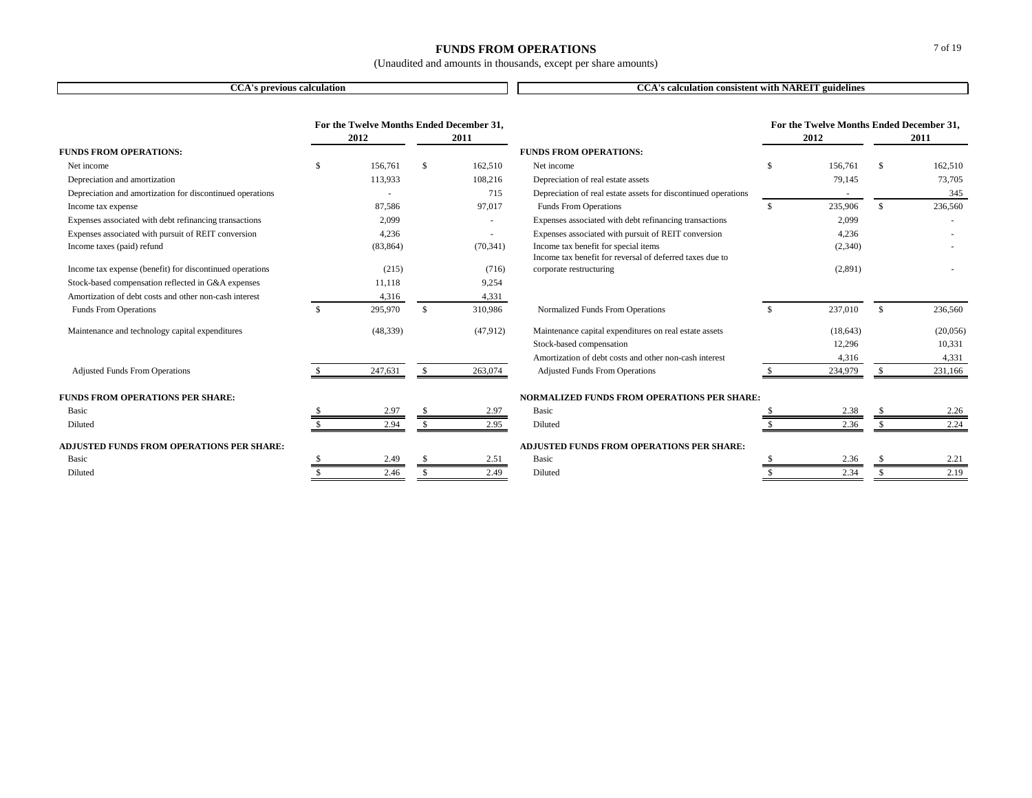# FUNDS FROM OPERATIONS

(Unaudited and amounts in thousands, except per share amounts)

## CCA's previous calculation

| | For the Twelve Months Ended December 31, | |
|---|---|---|
| | 2012 | 2011 |
| **FUNDS FROM OPERATIONS:** | | |
| Net income | $ 156,761 | $ 162,510 |
| Depreciation and amortization | 113,933 | 108,216 |
| Depreciation and amortization for discontinued operations | - | 715 |
| Income tax expense | 87,586 | 97,017 |
| Expenses associated with debt refinancing transactions | 2,099 | - |
| Expenses associated with pursuit of REIT conversion | 4,236 | - |
| Income taxes (paid) refund | (83,864) | (70,341) |
| Income tax expense (benefit) for discontinued operations | (215) | (716) |
| Stock-based compensation reflected in G&A expenses | 11,118 | 9,254 |
| Amortization of debt costs and other non-cash interest | 4,316 | 4,331 |
| Funds From Operations | $ 295,970 | $ 310,986 |
| Maintenance and technology capital expenditures | (48,339) | (47,912) |
| Adjusted Funds From Operations | $ 247,631 | $ 263,074 |
| **FUNDS FROM OPERATIONS PER SHARE:** | | |
| Basic | $ 2.97 | $ 2.97 |
| Diluted | $ 2.94 | $ 2.95 |
| **ADJUSTED FUNDS FROM OPERATIONS PER SHARE:** | | |
| Basic | $ 2.49 | $ 2.51 |
| Diluted | $ 2.46 | $ 2.49 |

## CCA's calculation consistent with NAREIT guidelines

| | For the Twelve Months Ended December 31, | |
|---|---|---|
| | 2012 | 2011 |
| **FUNDS FROM OPERATIONS:** | | |
| Net income | $ 156,761 | $ 162,510 |
| Depreciation of real estate assets | 79,145 | 73,705 |
| Depreciation of real estate assets for discontinued operations | - | 345 |
| Funds From Operations | $ 235,906 | $ 236,560 |
| Expenses associated with debt refinancing transactions | 2,099 | - |
| Expenses associated with pursuit of REIT conversion | 4,236 | - |
| Income tax benefit for special items | (2,340) | - |
| Income tax benefit for reversal of deferred taxes due to corporate restructuring | (2,891) | - |
| Normalized Funds From Operations | $ 237,010 | $ 236,560 |
| Maintenance capital expenditures on real estate assets | (18,643) | (20,056) |
| Stock-based compensation | 12,296 | 10,331 |
| Amortization of debt costs and other non-cash interest | 4,316 | 4,331 |
| Adjusted Funds From Operations | $ 234,979 | $ 231,166 |
| **NORMALIZED FUNDS FROM OPERATIONS PER SHARE:** | | |
| Basic | $ 2.38 | $ 2.26 |
| Diluted | $ 2.36 | $ 2.24 |
| **ADJUSTED FUNDS FROM OPERATIONS PER SHARE:** | | |
| Basic | $ 2.36 | $ 2.21 |
| Diluted | $ 2.34 | $ 2.19 |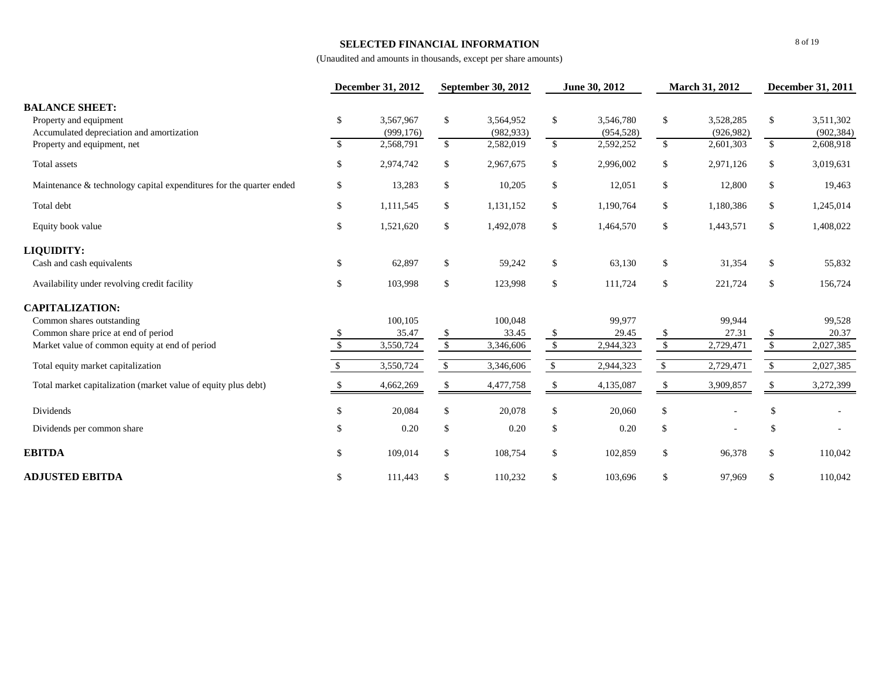# SELECTED FINANCIAL INFORMATION

(Unaudited and amounts in thousands, except per share amounts)

| | December 31, 2012 | September 30, 2012 | June 30, 2012 | March 31, 2012 | December 31, 2011 |
|---|---|---|---|---|---|
| **BALANCE SHEET:** | | | | | |
| Property and equipment | $ 3,567,967 | $ 3,564,952 | $ 3,546,780 | $ 3,528,285 | $ 3,511,302 |
| Accumulated depreciation and amortization | (999,176) | (982,933) | (954,528) | (926,982) | (902,384) |
| Property and equipment, net | $ 2,568,791 | $ 2,582,019 | $ 2,592,252 | $ 2,601,303 | $ 2,608,918 |
| Total assets | $ 2,974,742 | $ 2,967,675 | $ 2,996,002 | $ 2,971,126 | $ 3,019,631 |
| Maintenance & technology capital expenditures for the quarter ended | $ 13,283 | $ 10,205 | $ 12,051 | $ 12,800 | $ 19,463 |
| Total debt | $ 1,111,545 | $ 1,131,152 | $ 1,190,764 | $ 1,180,386 | $ 1,245,014 |
| Equity book value | $ 1,521,620 | $ 1,492,078 | $ 1,464,570 | $ 1,443,571 | $ 1,408,022 |
| **LIQUIDITY:** | | | | | |
| Cash and cash equivalents | $ 62,897 | $ 59,242 | $ 63,130 | $ 31,354 | $ 55,832 |
| Availability under revolving credit facility | $ 103,998 | $ 123,998 | $ 111,724 | $ 221,724 | $ 156,724 |
| **CAPITALIZATION:** | | | | | |
| Common shares outstanding | 100,105 | 100,048 | 99,977 | 99,944 | 99,528 |
| Common share price at end of period | $ 35.47 | $ 33.45 | $ 29.45 | $ 27.31 | $ 20.37 |
| Market value of common equity at end of period | $ 3,550,724 | $ 3,346,606 | $ 2,944,323 | $ 2,729,471 | $ 2,027,385 |
| Total equity market capitalization | $ 3,550,724 | $ 3,346,606 | $ 2,944,323 | $ 2,729,471 | $ 2,027,385 |
| Total market capitalization (market value of equity plus debt) | $ 4,662,269 | $ 4,477,758 | $ 4,135,087 | $ 3,909,857 | $ 3,272,399 |
| Dividends | $ 20,084 | $ 20,078 | $ 20,060 | $ - | $ - |
| Dividends per common share | $ 0.20 | $ 0.20 | $ 0.20 | $ - | $ - |
| **EBITDA** | $ 109,014 | $ 108,754 | $ 102,859 | $ 96,378 | $ 110,042 |
| **ADJUSTED EBITDA** | $ 111,443 | $ 110,232 | $ 103,696 | $ 97,969 | $ 110,042 |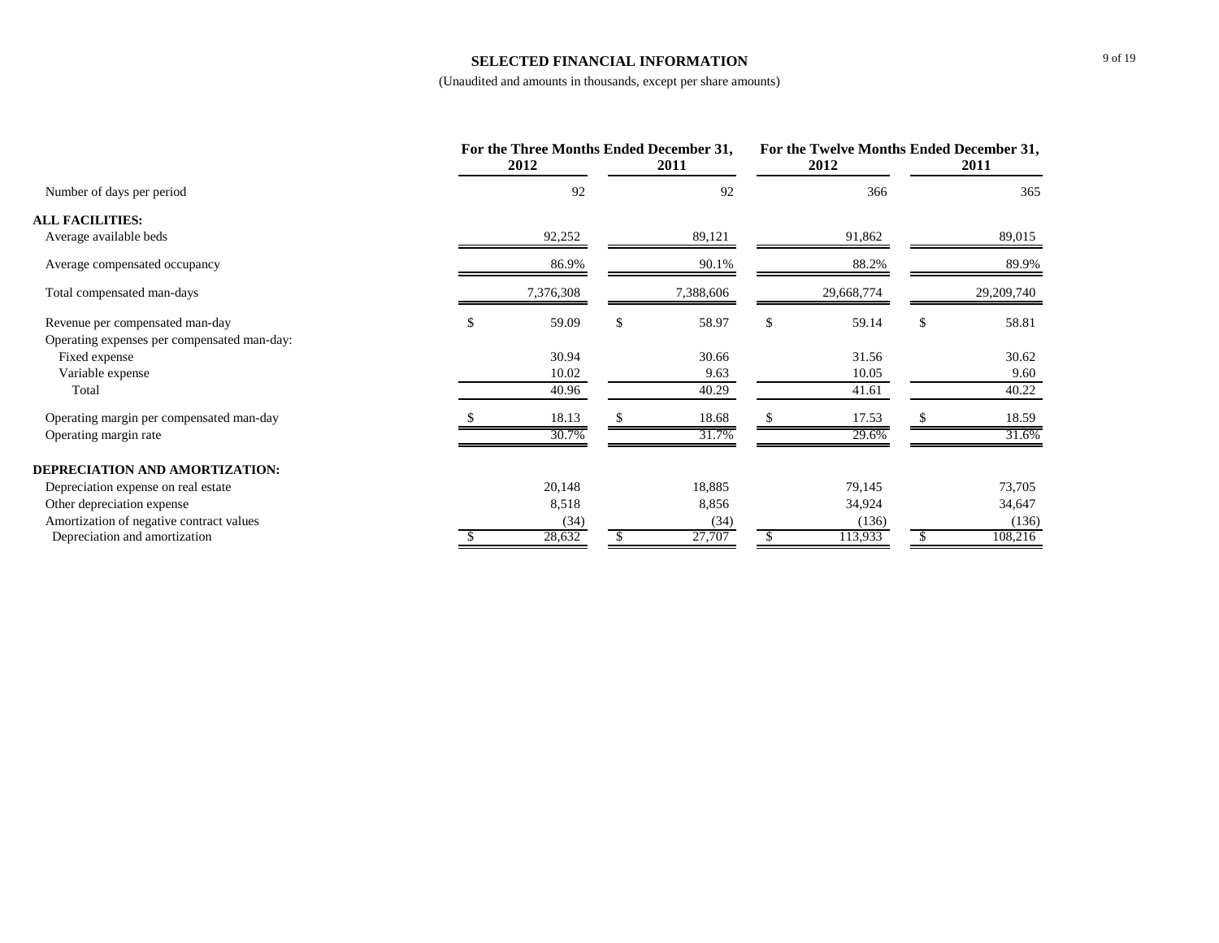# SELECTED FINANCIAL INFORMATION

(Unaudited and amounts in thousands, except per share amounts)

| | For the Three Months Ended December 31, 2012 | For the Three Months Ended December 31, 2011 | For the Twelve Months Ended December 31, 2012 | For the Twelve Months Ended December 31, 2011 |
|---|---|---|---|---|
| Number of days per period | 92 | 92 | 366 | 365 |
| **ALL FACILITIES:** | | | | |
| Average available beds | 92,252 | 89,121 | 91,862 | 89,015 |
| Average compensated occupancy | 86.9% | 90.1% | 88.2% | 89.9% |
| Total compensated man-days | 7,376,308 | 7,388,606 | 29,668,774 | 29,209,740 |
| Revenue per compensated man-day | $ 59.09 | $ 58.97 | $ 59.14 | $ 58.81 |
| Operating expenses per compensated man-day: | | | | |
| Fixed expense | 30.94 | 30.66 | 31.56 | 30.62 |
| Variable expense | 10.02 | 9.63 | 10.05 | 9.60 |
| Total | 40.96 | 40.29 | 41.61 | 40.22 |
| Operating margin per compensated man-day | $ 18.13 | $ 18.68 | $ 17.53 | $ 18.59 |
| Operating margin rate | 30.7% | 31.7% | 29.6% | 31.6% |
| **DEPRECIATION AND AMORTIZATION:** | | | | |
| Depreciation expense on real estate | 20,148 | 18,885 | 79,145 | 73,705 |
| Other depreciation expense | 8,518 | 8,856 | 34,924 | 34,647 |
| Amortization of negative contract values | (34) | (34) | (136) | (136) |
| Depreciation and amortization | $ 28,632 | $ 27,707 | $ 113,933 | $ 108,216 |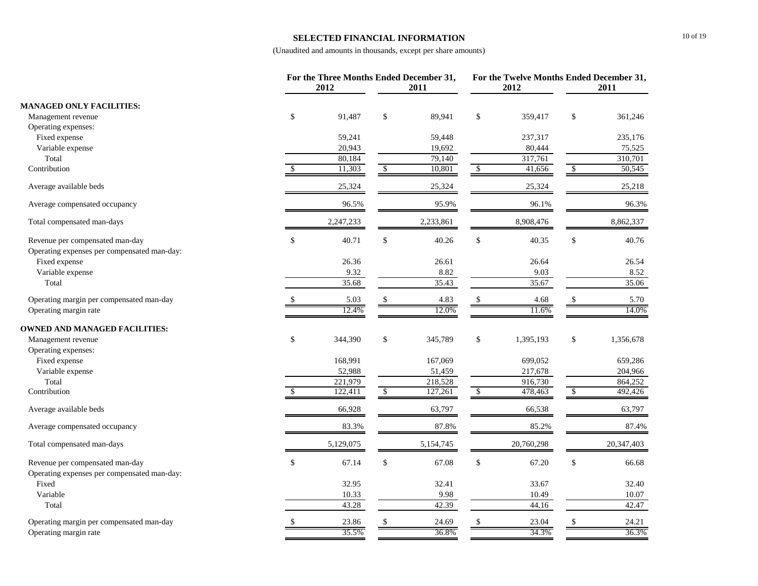## SELECTED FINANCIAL INFORMATION

(Unaudited and amounts in thousands, except per share amounts)

| | For the Three Months Ended December 31, 2012 | For the Three Months Ended December 31, 2011 | For the Twelve Months Ended December 31, 2012 | For the Twelve Months Ended December 31, 2011 |
|---|---|---|---|---|
| **MANAGED ONLY FACILITIES:** | | | | |
| Management revenue | $ 91,487 | $ 89,941 | $ 359,417 | $ 361,246 |
| Operating expenses: | | | | |
| Fixed expense | 59,241 | 59,448 | 237,317 | 235,176 |
| Variable expense | 20,943 | 19,692 | 80,444 | 75,525 |
| Total | 80,184 | 79,140 | 317,761 | 310,701 |
| Contribution | $ 11,303 | $ 10,801 | $ 41,656 | $ 50,545 |
| Average available beds | 25,324 | 25,324 | 25,324 | 25,218 |
| Average compensated occupancy | 96.5% | 95.9% | 96.1% | 96.3% |
| Total compensated man-days | 2,247,233 | 2,233,861 | 8,908,476 | 8,862,337 |
| Revenue per compensated man-day | $ 40.71 | $ 40.26 | $ 40.35 | $ 40.76 |
| Operating expenses per compensated man-day: | | | | |
| Fixed expense | 26.36 | 26.61 | 26.64 | 26.54 |
| Variable expense | 9.32 | 8.82 | 9.03 | 8.52 |
| Total | 35.68 | 35.43 | 35.67 | 35.06 |
| Operating margin per compensated man-day | $ 5.03 | $ 4.83 | $ 4.68 | $ 5.70 |
| Operating margin rate | 12.4% | 12.0% | 11.6% | 14.0% |
| **OWNED AND MANAGED FACILITIES:** | | | | |
| Management revenue | $ 344,390 | $ 345,789 | $ 1,395,193 | $ 1,356,678 |
| Operating expenses: | | | | |
| Fixed expense | 168,991 | 167,069 | 699,052 | 659,286 |
| Variable expense | 52,988 | 51,459 | 217,678 | 204,966 |
| Total | 221,979 | 218,528 | 916,730 | 864,252 |
| Contribution | $ 122,411 | $ 127,261 | $ 478,463 | $ 492,426 |
| Average available beds | 66,928 | 63,797 | 66,538 | 63,797 |
| Average compensated occupancy | 83.3% | 87.8% | 85.2% | 87.4% |
| Total compensated man-days | 5,129,075 | 5,154,745 | 20,760,298 | 20,347,403 |
| Revenue per compensated man-day | $ 67.14 | $ 67.08 | $ 67.20 | $ 66.68 |
| Operating expenses per compensated man-day: | | | | |
| Fixed | 32.95 | 32.41 | 33.67 | 32.40 |
| Variable | 10.33 | 9.98 | 10.49 | 10.07 |
| Total | 43.28 | 42.39 | 44.16 | 42.47 |
| Operating margin per compensated man-day | $ 23.86 | $ 24.69 | $ 23.04 | $ 24.21 |
| Operating margin rate | 35.5% | 36.8% | 34.3% | 36.3% |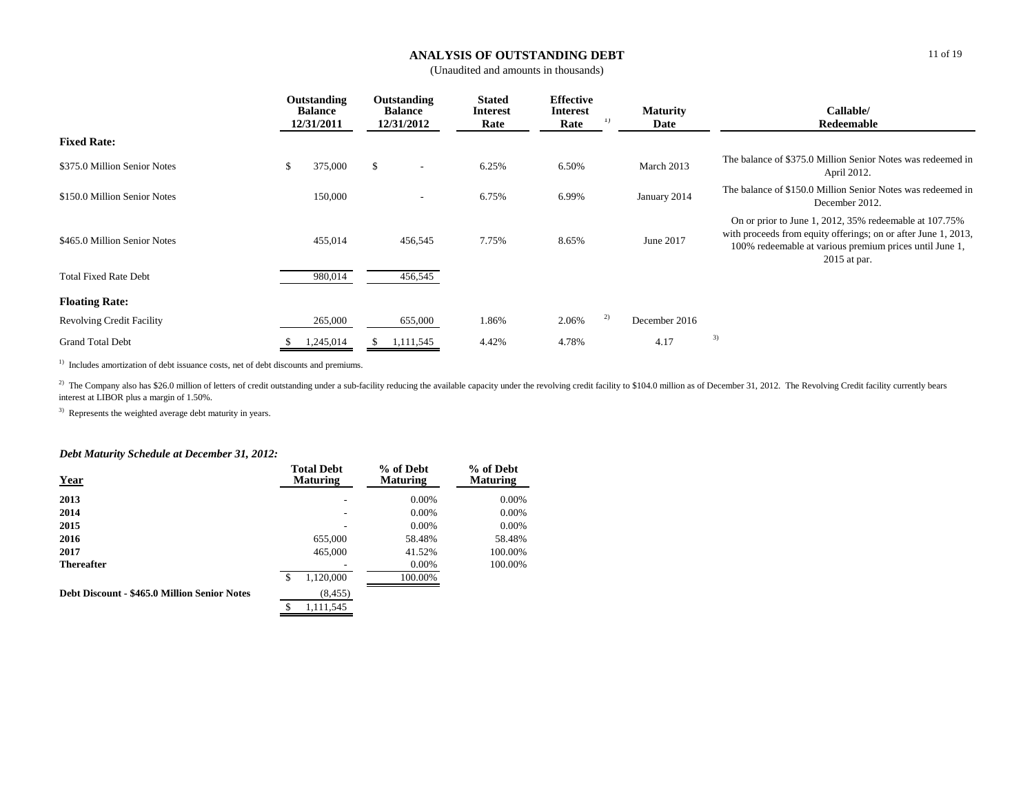# ANALYSIS OF OUTSTANDING DEBT

(Unaudited and amounts in thousands)

| | Outstanding Balance 12/31/2011 | Outstanding Balance 12/31/2012 | Stated Interest Rate | Effective Interest Rate [1] | Maturity Date | Callable/ Redeemable |
|---|---|---|---|---|---|---|
| **Fixed Rate:** | | | | | | |
| $375.0 Million Senior Notes | $ 375,000 | $ - | 6.25% | 6.50% | March 2013 | The balance of $375.0 Million Senior Notes was redeemed in April 2012. |
| $150.0 Million Senior Notes | 150,000 | - | 6.75% | 6.99% | January 2014 | The balance of $150.0 Million Senior Notes was redeemed in December 2012. |
| $465.0 Million Senior Notes | 455,014 | 456,545 | 7.75% | 8.65% | June 2017 | On or prior to June 1, 2012, 35% redeemable at 107.75% with proceeds from equity offerings; on or after June 1, 2013, 100% redeemable at various premium prices until June 1, 2015 at par. |
| Total Fixed Rate Debt | 980,014 | 456,545 | | | | |
| **Floating Rate:** | | | | | | |
| Revolving Credit Facility | 265,000 | 655,000 | 1.86% | 2.06% [2] | December 2016 | |
| Grand Total Debt | $ 1,245,014 | $ 1,111,545 | 4.42% | 4.78% | 4.17 [3] | |

[1] Includes amortization of debt issuance costs, net of debt discounts and premiums.

[2] The Company also has $26.0 million of letters of credit outstanding under a sub-facility reducing the available capacity under the revolving credit facility to $104.0 million as of December 31, 2012. The Revolving Credit facility currently bears interest at LIBOR plus a margin of 1.50%.

[3] Represents the weighted average debt maturity in years.

### *Debt Maturity Schedule at December 31, 2012:*

| Year | Total Debt Maturing | % of Debt Maturing | % of Debt Maturing |
|---|---|---|---|
| **2013** | - | 0.00% | 0.00% |
| **2014** | - | 0.00% | 0.00% |
| **2015** | - | 0.00% | 0.00% |
| **2016** | 655,000 | 58.48% | 58.48% |
| **2017** | 465,000 | 41.52% | 100.00% |
| **Thereafter** | - | 0.00% | 100.00% |
| | $ 1,120,000 | 100.00% | |
| **Debt Discount - $465.0 Million Senior Notes** | (8,455) | | |
| | $ 1,111,545 | | |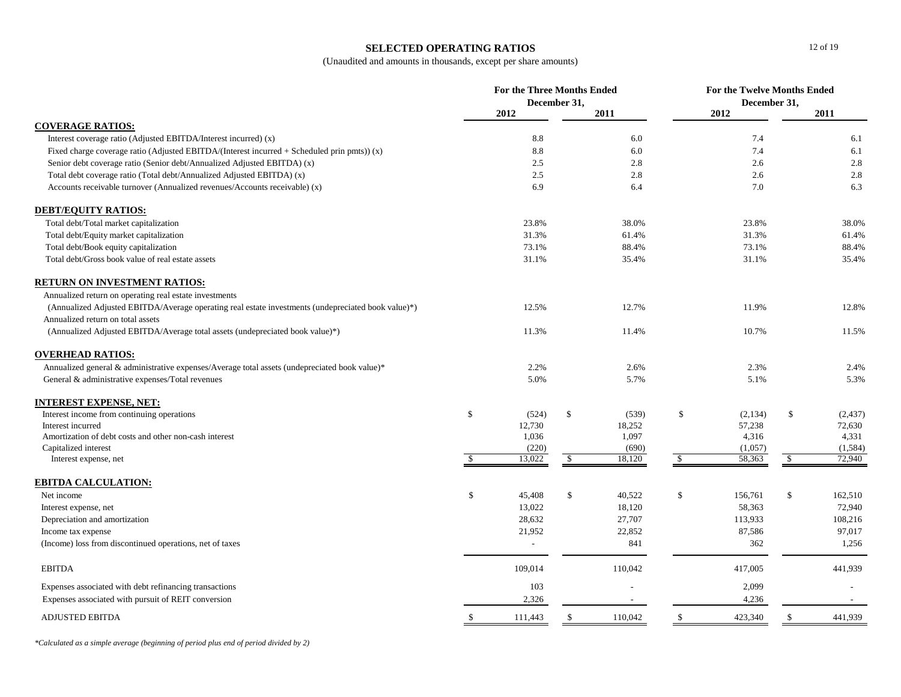## SELECTED OPERATING RATIOS

(Unaudited and amounts in thousands, except per share amounts)

| | For the Three Months Ended December 31, | | For the Twelve Months Ended December 31, | |
|---|---|---|---|---|
| | 2012 | 2011 | 2012 | 2011 |
| **COVERAGE RATIOS:** | | | | |
| Interest coverage ratio (Adjusted EBITDA/Interest incurred) (x) | 8.8 | 6.0 | 7.4 | 6.1 |
| Fixed charge coverage ratio (Adjusted EBITDA/(Interest incurred + Scheduled prin pmts)) (x) | 8.8 | 6.0 | 7.4 | 6.1 |
| Senior debt coverage ratio (Senior debt/Annualized Adjusted EBITDA) (x) | 2.5 | 2.8 | 2.6 | 2.8 |
| Total debt coverage ratio (Total debt/Annualized Adjusted EBITDA) (x) | 2.5 | 2.8 | 2.6 | 2.8 |
| Accounts receivable turnover (Annualized revenues/Accounts receivable) (x) | 6.9 | 6.4 | 7.0 | 6.3 |
| **DEBT/EQUITY RATIOS:** | | | | |
| Total debt/Total market capitalization | 23.8% | 38.0% | 23.8% | 38.0% |
| Total debt/Equity market capitalization | 31.3% | 61.4% | 31.3% | 61.4% |
| Total debt/Book equity capitalization | 73.1% | 88.4% | 73.1% | 88.4% |
| Total debt/Gross book value of real estate assets | 31.1% | 35.4% | 31.1% | 35.4% |
| **RETURN ON INVESTMENT RATIOS:** | | | | |
| Annualized return on operating real estate investments (Annualized Adjusted EBITDA/Average operating real estate investments (undepreciated book value)*) | 12.5% | 12.7% | 11.9% | 12.8% |
| Annualized return on total assets (Annualized Adjusted EBITDA/Average total assets (undepreciated book value)*) | 11.3% | 11.4% | 10.7% | 11.5% |
| **OVERHEAD RATIOS:** | | | | |
| Annualized general & administrative expenses/Average total assets (undepreciated book value)* | 2.2% | 2.6% | 2.3% | 2.4% |
| General & administrative expenses/Total revenues | 5.0% | 5.7% | 5.1% | 5.3% |
| **INTEREST EXPENSE, NET:** | | | | |
| Interest income from continuing operations | $ (524) | $ (539) | $ (2,134) | $ (2,437) |
| Interest incurred | 12,730 | 18,252 | 57,238 | 72,630 |
| Amortization of debt costs and other non-cash interest | 1,036 | 1,097 | 4,316 | 4,331 |
| Capitalized interest | (220) | (690) | (1,057) | (1,584) |
| Interest expense, net | $ 13,022 | $ 18,120 | $ 58,363 | $ 72,940 |
| **EBITDA CALCULATION:** | | | | |
| Net income | $ 45,408 | $ 40,522 | $ 156,761 | $ 162,510 |
| Interest expense, net | 13,022 | 18,120 | 58,363 | 72,940 |
| Depreciation and amortization | 28,632 | 27,707 | 113,933 | 108,216 |
| Income tax expense | 21,952 | 22,852 | 87,586 | 97,017 |
| (Income) loss from discontinued operations, net of taxes | - | 841 | 362 | 1,256 |
| EBITDA | 109,014 | 110,042 | 417,005 | 441,939 |
| Expenses associated with debt refinancing transactions | 103 | - | 2,099 | - |
| Expenses associated with pursuit of REIT conversion | 2,326 | - | 4,236 | - |
| ADJUSTED EBITDA | $ 111,443 | $ 110,042 | $ 423,340 | $ 441,939 |

*Calculated as a simple average (beginning of period plus end of period divided by 2)*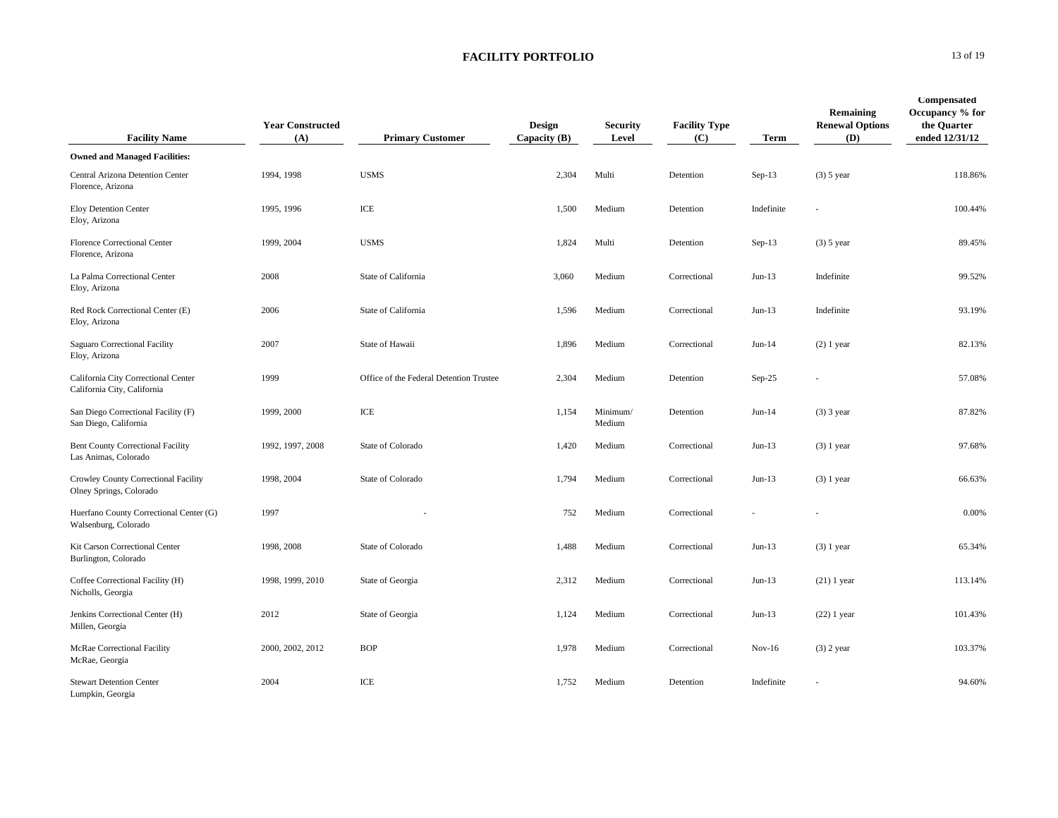## FACILITY PORTFOLIO

| Facility Name | Year Constructed (A) | Primary Customer | Design Capacity (B) | Security Level | Facility Type (C) | Term | Remaining Renewal Options (D) | Compensated Occupancy % for the Quarter ended 12/31/12 |
|---|---|---|---|---|---|---|---|---|
| **Owned and Managed Facilities:** | | | | | | | | |
| Central Arizona Detention Center<br>Florence, Arizona | 1994, 1998 | USMS | 2,304 | Multi | Detention | Sep-13 | (3) 5 year | 118.86% |
| Eloy Detention Center<br>Eloy, Arizona | 1995, 1996 | ICE | 1,500 | Medium | Detention | Indefinite | - | 100.44% |
| Florence Correctional Center<br>Florence, Arizona | 1999, 2004 | USMS | 1,824 | Multi | Detention | Sep-13 | (3) 5 year | 89.45% |
| La Palma Correctional Center<br>Eloy, Arizona | 2008 | State of California | 3,060 | Medium | Correctional | Jun-13 | Indefinite | 99.52% |
| Red Rock Correctional Center (E)<br>Eloy, Arizona | 2006 | State of California | 1,596 | Medium | Correctional | Jun-13 | Indefinite | 93.19% |
| Saguaro Correctional Facility<br>Eloy, Arizona | 2007 | State of Hawaii | 1,896 | Medium | Correctional | Jun-14 | (2) 1 year | 82.13% |
| California City Correctional Center<br>California City, California | 1999 | Office of the Federal Detention Trustee | 2,304 | Medium | Detention | Sep-25 | - | 57.08% |
| San Diego Correctional Facility (F)<br>San Diego, California | 1999, 2000 | ICE | 1,154 | Minimum/ Medium | Detention | Jun-14 | (3) 3 year | 87.82% |
| Bent County Correctional Facility<br>Las Animas, Colorado | 1992, 1997, 2008 | State of Colorado | 1,420 | Medium | Correctional | Jun-13 | (3) 1 year | 97.68% |
| Crowley County Correctional Facility<br>Olney Springs, Colorado | 1998, 2004 | State of Colorado | 1,794 | Medium | Correctional | Jun-13 | (3) 1 year | 66.63% |
| Huerfano County Correctional Center (G)<br>Walsenburg, Colorado | 1997 | - | 752 | Medium | Correctional | - | - | 0.00% |
| Kit Carson Correctional Center<br>Burlington, Colorado | 1998, 2008 | State of Colorado | 1,488 | Medium | Correctional | Jun-13 | (3) 1 year | 65.34% |
| Coffee Correctional Facility (H)<br>Nicholls, Georgia | 1998, 1999, 2010 | State of Georgia | 2,312 | Medium | Correctional | Jun-13 | (21) 1 year | 113.14% |
| Jenkins Correctional Center (H)<br>Millen, Georgia | 2012 | State of Georgia | 1,124 | Medium | Correctional | Jun-13 | (22) 1 year | 101.43% |
| McRae Correctional Facility<br>McRae, Georgia | 2000, 2002, 2012 | BOP | 1,978 | Medium | Correctional | Nov-16 | (3) 2 year | 103.37% |
| Stewart Detention Center<br>Lumpkin, Georgia | 2004 | ICE | 1,752 | Medium | Detention | Indefinite | - | 94.60% |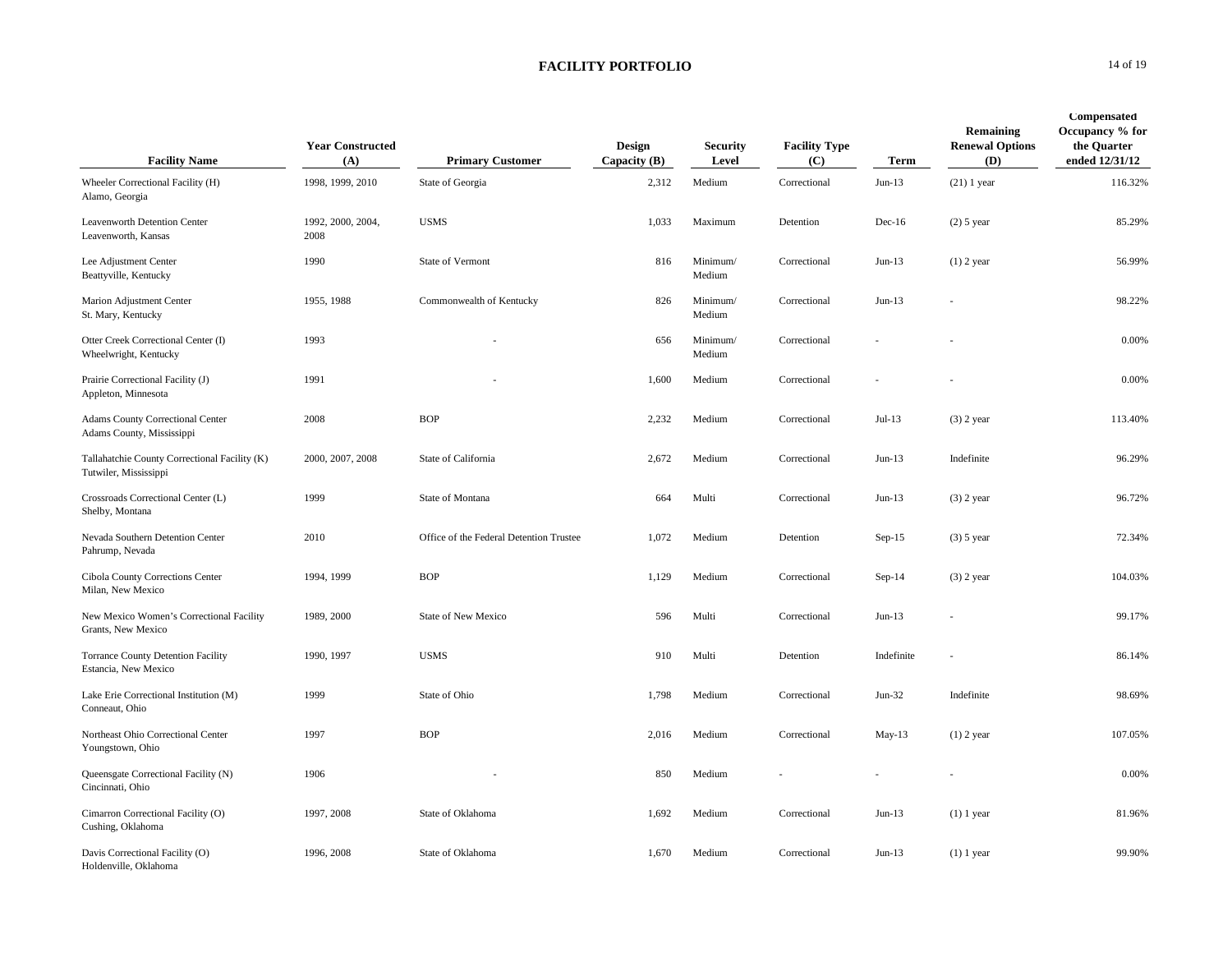## FACILITY PORTFOLIO

| Facility Name | Year Constructed (A) | Primary Customer | Design Capacity (B) | Security Level | Facility Type (C) | Term | Remaining Renewal Options (D) | Compensated Occupancy % for the Quarter ended 12/31/12 |
|---|---|---|---|---|---|---|---|---|
| Wheeler Correctional Facility (H) Alamo, Georgia | 1998, 1999, 2010 | State of Georgia | 2,312 | Medium | Correctional | Jun-13 | (21) 1 year | 116.32% |
| Leavenworth Detention Center Leavenworth, Kansas | 1992, 2000, 2004, 2008 | USMS | 1,033 | Maximum | Detention | Dec-16 | (2) 5 year | 85.29% |
| Lee Adjustment Center Beattyville, Kentucky | 1990 | State of Vermont | 816 | Minimum/ Medium | Correctional | Jun-13 | (1) 2 year | 56.99% |
| Marion Adjustment Center St. Mary, Kentucky | 1955, 1988 | Commonwealth of Kentucky | 826 | Minimum/ Medium | Correctional | Jun-13 | - | 98.22% |
| Otter Creek Correctional Center (I) Wheelwright, Kentucky | 1993 | - | 656 | Minimum/ Medium | Correctional | - | - | 0.00% |
| Prairie Correctional Facility (J) Appleton, Minnesota | 1991 | - | 1,600 | Medium | Correctional | - | - | 0.00% |
| Adams County Correctional Center Adams County, Mississippi | 2008 | BOP | 2,232 | Medium | Correctional | Jul-13 | (3) 2 year | 113.40% |
| Tallahatchie County Correctional Facility (K) Tutwiler, Mississippi | 2000, 2007, 2008 | State of California | 2,672 | Medium | Correctional | Jun-13 | Indefinite | 96.29% |
| Crossroads Correctional Center (L) Shelby, Montana | 1999 | State of Montana | 664 | Multi | Correctional | Jun-13 | (3) 2 year | 96.72% |
| Nevada Southern Detention Center Pahrump, Nevada | 2010 | Office of the Federal Detention Trustee | 1,072 | Medium | Detention | Sep-15 | (3) 5 year | 72.34% |
| Cibola County Corrections Center Milan, New Mexico | 1994, 1999 | BOP | 1,129 | Medium | Correctional | Sep-14 | (3) 2 year | 104.03% |
| New Mexico Women's Correctional Facility Grants, New Mexico | 1989, 2000 | State of New Mexico | 596 | Multi | Correctional | Jun-13 | - | 99.17% |
| Torrance County Detention Facility Estancia, New Mexico | 1990, 1997 | USMS | 910 | Multi | Detention | Indefinite | - | 86.14% |
| Lake Erie Correctional Institution (M) Conneaut, Ohio | 1999 | State of Ohio | 1,798 | Medium | Correctional | Jun-32 | Indefinite | 98.69% |
| Northeast Ohio Correctional Center Youngstown, Ohio | 1997 | BOP | 2,016 | Medium | Correctional | May-13 | (1) 2 year | 107.05% |
| Queensgate Correctional Facility (N) Cincinnati, Ohio | 1906 | - | 850 | Medium | - | - | - | 0.00% |
| Cimarron Correctional Facility (O) Cushing, Oklahoma | 1997, 2008 | State of Oklahoma | 1,692 | Medium | Correctional | Jun-13 | (1) 1 year | 81.96% |
| Davis Correctional Facility (O) Holdenville, Oklahoma | 1996, 2008 | State of Oklahoma | 1,670 | Medium | Correctional | Jun-13 | (1) 1 year | 99.90% |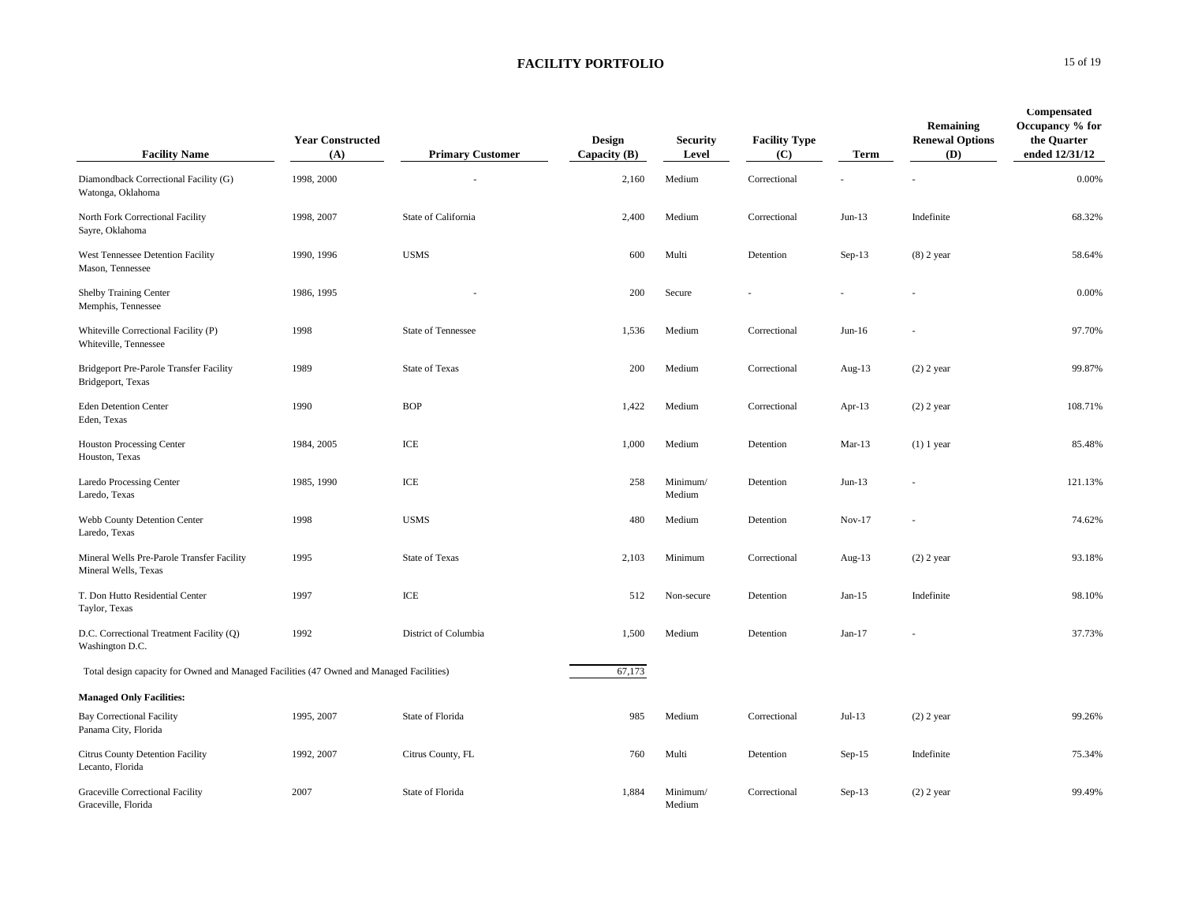## FACILITY PORTFOLIO

| Facility Name | Year Constructed (A) | Primary Customer | Design Capacity (B) | Security Level | Facility Type (C) | Term | Remaining Renewal Options (D) | Compensated Occupancy % for the Quarter ended 12/31/12 |
|---|---|---|---|---|---|---|---|---|
| Diamondback Correctional Facility (G) Watonga, Oklahoma | 1998, 2000 | - | 2,160 | Medium | Correctional | - | - | 0.00% |
| North Fork Correctional Facility Sayre, Oklahoma | 1998, 2007 | State of California | 2,400 | Medium | Correctional | Jun-13 | Indefinite | 68.32% |
| West Tennessee Detention Facility Mason, Tennessee | 1990, 1996 | USMS | 600 | Multi | Detention | Sep-13 | (8) 2 year | 58.64% |
| Shelby Training Center Memphis, Tennessee | 1986, 1995 | - | 200 | Secure | - | - | - | 0.00% |
| Whiteville Correctional Facility (P) Whiteville, Tennessee | 1998 | State of Tennessee | 1,536 | Medium | Correctional | Jun-16 | - | 97.70% |
| Bridgeport Pre-Parole Transfer Facility Bridgeport, Texas | 1989 | State of Texas | 200 | Medium | Correctional | Aug-13 | (2) 2 year | 99.87% |
| Eden Detention Center Eden, Texas | 1990 | BOP | 1,422 | Medium | Correctional | Apr-13 | (2) 2 year | 108.71% |
| Houston Processing Center Houston, Texas | 1984, 2005 | ICE | 1,000 | Medium | Detention | Mar-13 | (1) 1 year | 85.48% |
| Laredo Processing Center Laredo, Texas | 1985, 1990 | ICE | 258 | Minimum/ Medium | Detention | Jun-13 | - | 121.13% |
| Webb County Detention Center Laredo, Texas | 1998 | USMS | 480 | Medium | Detention | Nov-17 | - | 74.62% |
| Mineral Wells Pre-Parole Transfer Facility Mineral Wells, Texas | 1995 | State of Texas | 2,103 | Minimum | Correctional | Aug-13 | (2) 2 year | 93.18% |
| T. Don Hutto Residential Center Taylor, Texas | 1997 | ICE | 512 | Non-secure | Detention | Jan-15 | Indefinite | 98.10% |
| D.C. Correctional Treatment Facility (Q) Washington D.C. | 1992 | District of Columbia | 1,500 | Medium | Detention | Jan-17 | - | 37.73% |
| Total design capacity for Owned and Managed Facilities (47 Owned and Managed Facilities) | | | 67,173 | | | | | |
| **Managed Only Facilities:** | | | | | | | | |
| Bay Correctional Facility Panama City, Florida | 1995, 2007 | State of Florida | 985 | Medium | Correctional | Jul-13 | (2) 2 year | 99.26% |
| Citrus County Detention Facility Lecanto, Florida | 1992, 2007 | Citrus County, FL | 760 | Multi | Detention | Sep-15 | Indefinite | 75.34% |
| Graceville Correctional Facility Graceville, Florida | 2007 | State of Florida | 1,884 | Minimum/ Medium | Correctional | Sep-13 | (2) 2 year | 99.49% |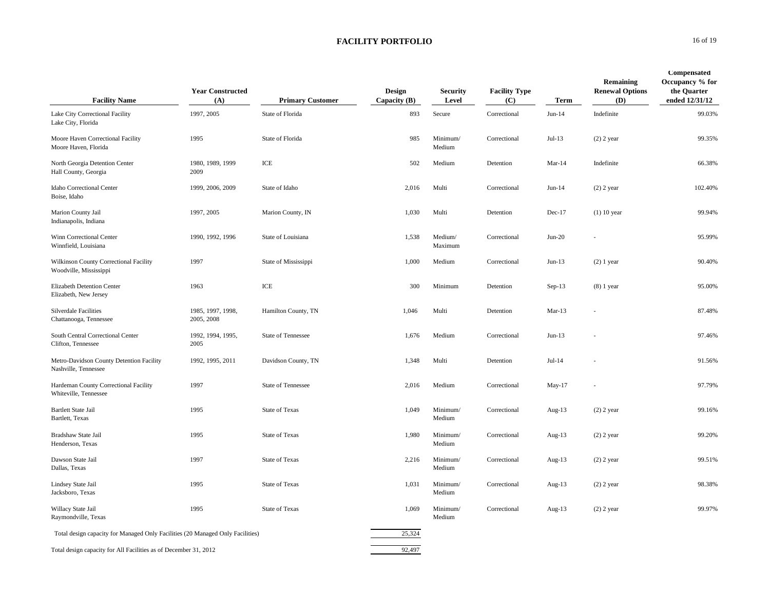## FACILITY PORTFOLIO

| Facility Name | Year Constructed (A) | Primary Customer | Design Capacity (B) | Security Level | Facility Type (C) | Term | Remaining Renewal Options (D) | Compensated Occupancy % for the Quarter ended 12/31/12 |
|---|---|---|---|---|---|---|---|---|
| Lake City Correctional Facility<br>Lake City, Florida | 1997, 2005 | State of Florida | 893 | Secure | Correctional | Jun-14 | Indefinite | 99.03% |
| Moore Haven Correctional Facility<br>Moore Haven, Florida | 1995 | State of Florida | 985 | Minimum/ Medium | Correctional | Jul-13 | (2) 2 year | 99.35% |
| North Georgia Detention Center<br>Hall County, Georgia | 1980, 1989, 1999 2009 | ICE | 502 | Medium | Detention | Mar-14 | Indefinite | 66.38% |
| Idaho Correctional Center<br>Boise, Idaho | 1999, 2006, 2009 | State of Idaho | 2,016 | Multi | Correctional | Jun-14 | (2) 2 year | 102.40% |
| Marion County Jail<br>Indianapolis, Indiana | 1997, 2005 | Marion County, IN | 1,030 | Multi | Detention | Dec-17 | (1) 10 year | 99.94% |
| Winn Correctional Center<br>Winnfield, Louisiana | 1990, 1992, 1996 | State of Louisiana | 1,538 | Medium/ Maximum | Correctional | Jun-20 | - | 95.99% |
| Wilkinson County Correctional Facility<br>Woodville, Mississippi | 1997 | State of Mississippi | 1,000 | Medium | Correctional | Jun-13 | (2) 1 year | 90.40% |
| Elizabeth Detention Center<br>Elizabeth, New Jersey | 1963 | ICE | 300 | Minimum | Detention | Sep-13 | (8) 1 year | 95.00% |
| Silverdale Facilities<br>Chattanooga, Tennessee | 1985, 1997, 1998, 2005, 2008 | Hamilton County, TN | 1,046 | Multi | Detention | Mar-13 | - | 87.48% |
| South Central Correctional Center<br>Clifton, Tennessee | 1992, 1994, 1995, 2005 | State of Tennessee | 1,676 | Medium | Correctional | Jun-13 | - | 97.46% |
| Metro-Davidson County Detention Facility<br>Nashville, Tennessee | 1992, 1995, 2011 | Davidson County, TN | 1,348 | Multi | Detention | Jul-14 | - | 91.56% |
| Hardeman County Correctional Facility<br>Whiteville, Tennessee | 1997 | State of Tennessee | 2,016 | Medium | Correctional | May-17 | - | 97.79% |
| Bartlett State Jail<br>Bartlett, Texas | 1995 | State of Texas | 1,049 | Minimum/ Medium | Correctional | Aug-13 | (2) 2 year | 99.16% |
| Bradshaw State Jail<br>Henderson, Texas | 1995 | State of Texas | 1,980 | Minimum/ Medium | Correctional | Aug-13 | (2) 2 year | 99.20% |
| Dawson State Jail<br>Dallas, Texas | 1997 | State of Texas | 2,216 | Minimum/ Medium | Correctional | Aug-13 | (2) 2 year | 99.51% |
| Lindsey State Jail<br>Jacksboro, Texas | 1995 | State of Texas | 1,031 | Minimum/ Medium | Correctional | Aug-13 | (2) 2 year | 98.38% |
| Willacy State Jail<br>Raymondville, Texas | 1995 | State of Texas | 1,069 | Minimum/ Medium | Correctional | Aug-13 | (2) 2 year | 99.97% |
| Total design capacity for Managed Only Facilities (20 Managed Only Facilities) | | | 25,324 | | | | | |
| Total design capacity for All Facilities as of December 31, 2012 | | | 92,497 | | | | | |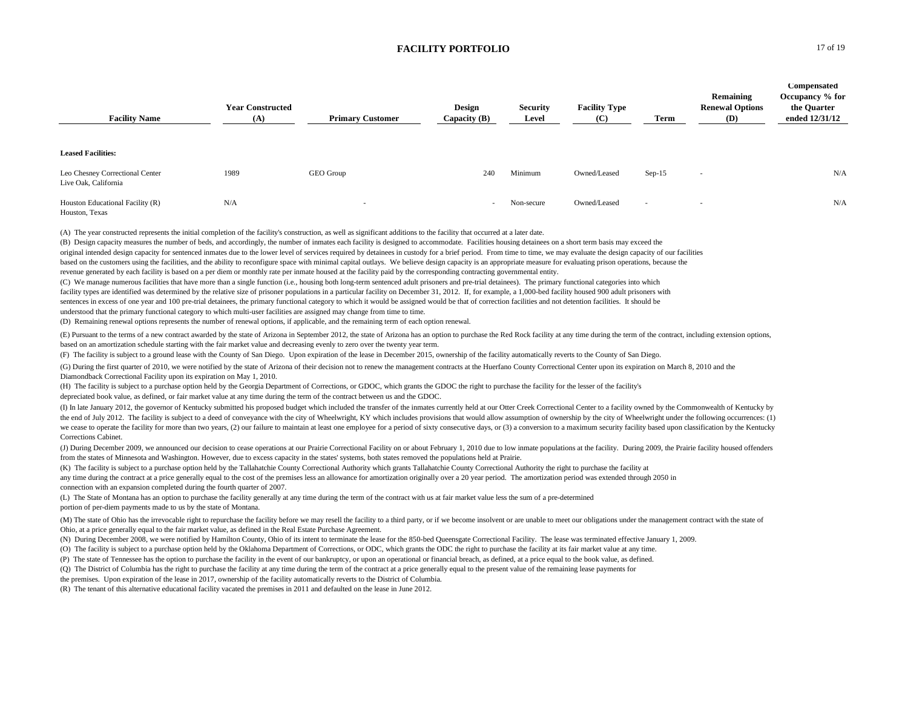## FACILITY PORTFOLIO

| Facility Name | Year Constructed (A) | Primary Customer | Design Capacity (B) | Security Level | Facility Type (C) | Term | Remaining Renewal Options (D) | Compensated Occupancy % for the Quarter ended 12/31/12 |
|---|---|---|---|---|---|---|---|---|
| **Leased Facilities:** | | | | | | | | |
| Leo Chesney Correctional Center<br>Live Oak, California | 1989 | GEO Group | 240 | Minimum | Owned/Leased | Sep-15 | - | N/A |
| Houston Educational Facility (R)<br>Houston, Texas | N/A | - | - | Non-secure | Owned/Leased | - | - | N/A |

(A) The year constructed represents the initial completion of the facility's construction, as well as significant additions to the facility that occurred at a later date.

(B) Design capacity measures the number of beds, and accordingly, the number of inmates each facility is designed to accommodate. Facilities housing detainees on a short term basis may exceed the original intended design capacity for sentenced inmates due to the lower level of services required by detainees in custody for a brief period. From time to time, we may evaluate the design capacity of our facilities based on the customers using the facilities, and the ability to reconfigure space with minimal capital outlays. We believe design capacity is an appropriate measure for evaluating prison operations, because the revenue generated by each facility is based on a per diem or monthly rate per inmate housed at the facility paid by the corresponding contracting governmental entity.

(C) We manage numerous facilities that have more than a single function (i.e., housing both long-term sentenced adult prisoners and pre-trial detainees). The primary functional categories into which facility types are identified was determined by the relative size of prisoner populations in a particular facility on December 31, 2012. If, for example, a 1,000-bed facility housed 900 adult prisoners with sentences in excess of one year and 100 pre-trial detainees, the primary functional category to which it would be assigned would be that of correction facilities and not detention facilities. It should be understood that the primary functional category to which multi-user facilities are assigned may change from time to time.

(D) Remaining renewal options represents the number of renewal options, if applicable, and the remaining term of each option renewal.

(E) Pursuant to the terms of a new contract awarded by the state of Arizona in September 2012, the state of Arizona has an option to purchase the Red Rock facility at any time during the term of the contract, including extension options, based on an amortization schedule starting with the fair market value and decreasing evenly to zero over the twenty year term.

(F) The facility is subject to a ground lease with the County of San Diego. Upon expiration of the lease in December 2015, ownership of the facility automatically reverts to the County of San Diego.

(G) During the first quarter of 2010, we were notified by the state of Arizona of their decision not to renew the management contracts at the Huerfano County Correctional Center upon its expiration on March 8, 2010 and the Diamondback Correctional Facility upon its expiration on May 1, 2010.

(H) The facility is subject to a purchase option held by the Georgia Department of Corrections, or GDOC, which grants the GDOC the right to purchase the facility for the lesser of the facility's depreciated book value, as defined, or fair market value at any time during the term of the contract between us and the GDOC.

(I) In late January 2012, the governor of Kentucky submitted his proposed budget which included the transfer of the inmates currently held at our Otter Creek Correctional Center to a facility owned by the Commonwealth of Kentucky by the end of July 2012. The facility is subject to a deed of conveyance with the city of Wheelwright, KY which includes provisions that would allow assumption of ownership by the city of Wheelwright under the following occurrences: (1) we cease to operate the facility for more than two years, (2) our failure to maintain at least one employee for a period of sixty consecutive days, or (3) a conversion to a maximum security facility based upon classification by the Kentucky Corrections Cabinet.

(J) During December 2009, we announced our decision to cease operations at our Prairie Correctional Facility on or about February 1, 2010 due to low inmate populations at the facility. During 2009, the Prairie facility housed offenders from the states of Minnesota and Washington. However, due to excess capacity in the states' systems, both states removed the populations held at Prairie.

(K) The facility is subject to a purchase option held by the Tallahatchie County Correctional Authority which grants Tallahatchie County Correctional Authority the right to purchase the facility at any time during the contract at a price generally equal to the cost of the premises less an allowance for amortization originally over a 20 year period. The amortization period was extended through 2050 in connection with an expansion completed during the fourth quarter of 2007.

(L) The State of Montana has an option to purchase the facility generally at any time during the term of the contract with us at fair market value less the sum of a pre-determined portion of per-diem payments made to us by the state of Montana.

(M) The state of Ohio has the irrevocable right to repurchase the facility before we may resell the facility to a third party, or if we become insolvent or are unable to meet our obligations under the management contract with the state of Ohio, at a price generally equal to the fair market value, as defined in the Real Estate Purchase Agreement.

(N) During December 2008, we were notified by Hamilton County, Ohio of its intent to terminate the lease for the 850-bed Queensgate Correctional Facility. The lease was terminated effective January 1, 2009.

(O) The facility is subject to a purchase option held by the Oklahoma Department of Corrections, or ODC, which grants the ODC the right to purchase the facility at its fair market value at any time.

(P) The state of Tennessee has the option to purchase the facility in the event of our bankruptcy, or upon an operational or financial breach, as defined, at a price equal to the book value, as defined.

(Q) The District of Columbia has the right to purchase the facility at any time during the term of the contract at a price generally equal to the present value of the remaining lease payments for the premises. Upon expiration of the lease in 2017, ownership of the facility automatically reverts to the District of Columbia.

(R) The tenant of this alternative educational facility vacated the premises in 2011 and defaulted on the lease in June 2012.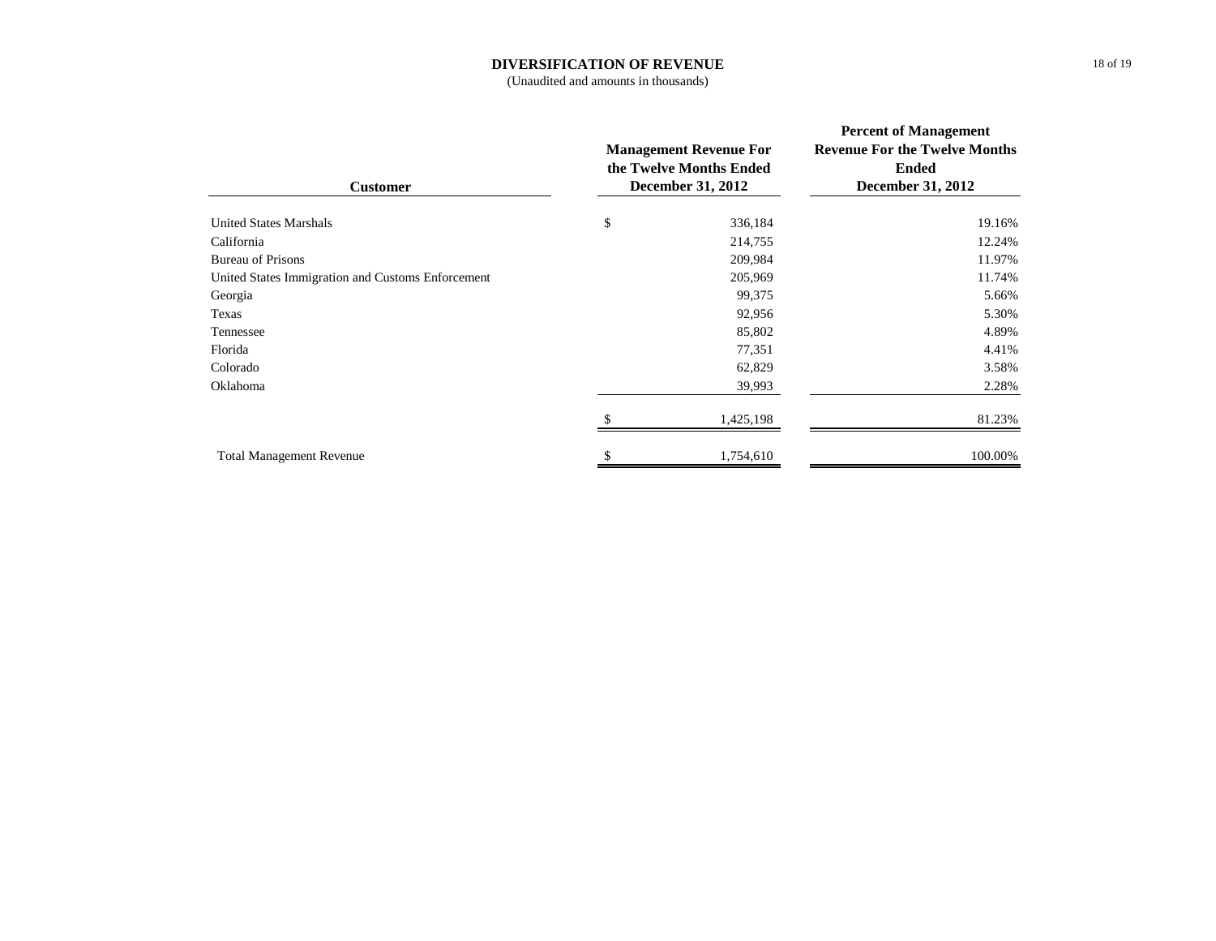# DIVERSIFICATION OF REVENUE

(Unaudited and amounts in thousands)

| Customer | Management Revenue For the Twelve Months Ended December 31, 2012 | Percent of Management Revenue For the Twelve Months Ended December 31, 2012 |
|---|---|---|
| United States Marshals | $ 336,184 | 19.16% |
| California | 214,755 | 12.24% |
| Bureau of Prisons | 209,984 | 11.97% |
| United States Immigration and Customs Enforcement | 205,969 | 11.74% |
| Georgia | 99,375 | 5.66% |
| Texas | 92,956 | 5.30% |
| Tennessee | 85,802 | 4.89% |
| Florida | 77,351 | 4.41% |
| Colorado | 62,829 | 3.58% |
| Oklahoma | 39,993 | 2.28% |
| | $ 1,425,198 | 81.23% |
| Total Management Revenue | $ 1,754,610 | 100.00% |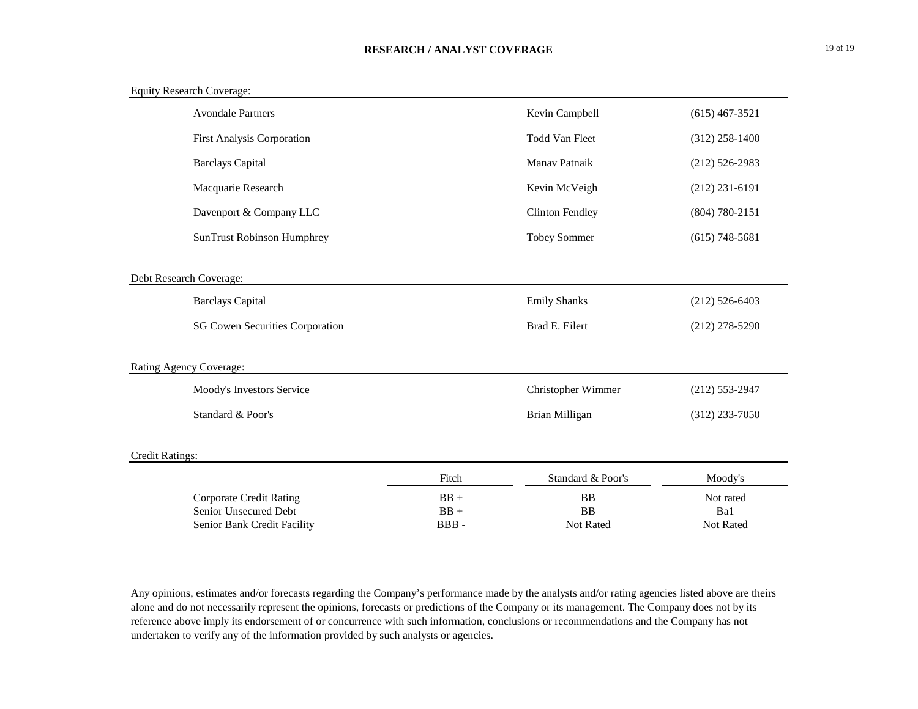# RESEARCH / ANALYST COVERAGE

Equity Research Coverage:

| | | |
|---|---|---|
| Avondale Partners | Kevin Campbell | (615) 467-3521 |
| First Analysis Corporation | Todd Van Fleet | (312) 258-1400 |
| Barclays Capital | Manav Patnaik | (212) 526-2983 |
| Macquarie Research | Kevin McVeigh | (212) 231-6191 |
| Davenport & Company LLC | Clinton Fendley | (804) 780-2151 |
| SunTrust Robinson Humphrey | Tobey Sommer | (615) 748-5681 |

Debt Research Coverage:

| | | |
|---|---|---|
| Barclays Capital | Emily Shanks | (212) 526-6403 |
| SG Cowen Securities Corporation | Brad E. Eilert | (212) 278-5290 |

Rating Agency Coverage:

| | | |
|---|---|---|
| Moody's Investors Service | Christopher Wimmer | (212) 553-2947 |
| Standard & Poor's | Brian Milligan | (312) 233-7050 |

Credit Ratings:

| | Fitch | Standard & Poor's | Moody's |
|---|---|---|---|
| Corporate Credit Rating | BB + | BB | Not rated |
| Senior Unsecured Debt | BB + | BB | Ba1 |
| Senior Bank Credit Facility | BBB - | Not Rated | Not Rated |

Any opinions, estimates and/or forecasts regarding the Company's performance made by the analysts and/or rating agencies listed above are theirs alone and do not necessarily represent the opinions, forecasts or predictions of the Company or its management. The Company does not by its reference above imply its endorsement of or concurrence with such information, conclusions or recommendations and the Company has not undertaken to verify any of the information provided by such analysts or agencies.